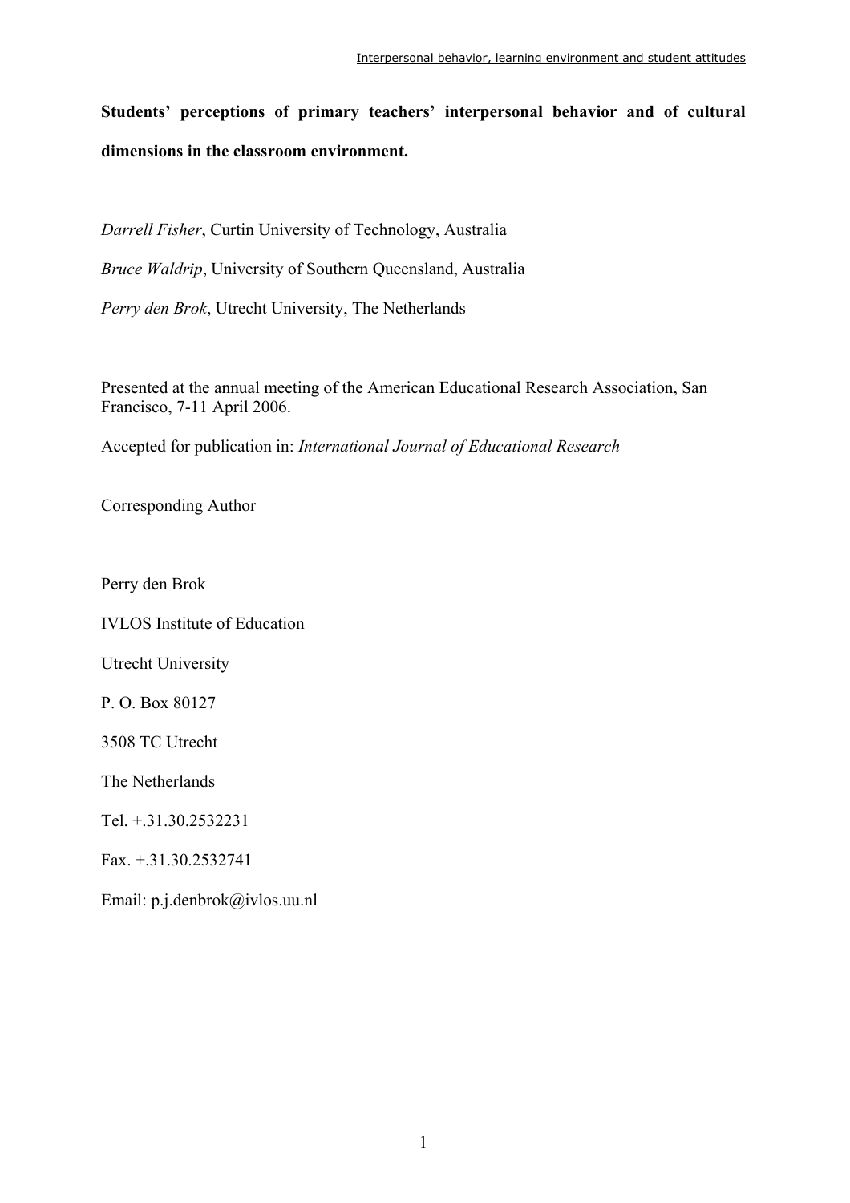**Students' perceptions of primary teachers' interpersonal behavior and of cultural dimensions in the classroom environment.**

*Darrell Fisher*, Curtin University of Technology, Australia

*Bruce Waldrip*, University of Southern Queensland, Australia

*Perry den Brok*, Utrecht University, The Netherlands

Presented at the annual meeting of the American Educational Research Association, San Francisco, 7-11 April 2006.

Accepted for publication in: *International Journal of Educational Research*

Corresponding Author

Perry den Brok

IVLOS Institute of Education

Utrecht University

P. O. Box 80127

3508 TC Utrecht

The Netherlands

Tel. +.31.30.2532231

Fax. +.31.30.2532741

Email: p.j.denbrok@ivlos.uu.nl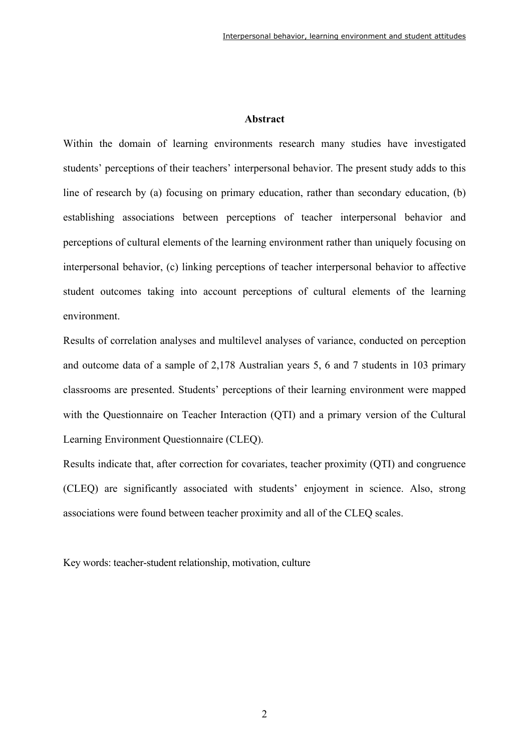## Abstract

Within the domain of learning environments research many studies have investigated students' perceptions of their teachers' interpersonal behavior. The present study adds to this line of research by (a) focusing on primary education, rather than secondary education, (b) establishing associations between perceptions of teacher interpersonal behavior and perceptions of cultural elements of the learning environment rather than uniquely focusing on interpersonal behavior, (c) linking perceptions of teacher interpersonal behavior to affective student outcomes taking into account perceptions of cultural elements of the learning environment.

Results of correlation analyses and multilevel analyses of variance, conducted on perception and outcome data of a sample of 2,178 Australian years 5, 6 and 7 students in 103 primary classrooms are presented. Students' perceptions of their learning environment were mapped with the Questionnaire on Teacher Interaction (QTI) and a primary version of the Cultural Learning Environment Questionnaire (CLEQ).

Results indicate that, after correction for covariates, teacher proximity (QTI) and congruence (CLEQ) are significantly associated with students' enjoyment in science. Also, strong associations were found between teacher proximity and all of the CLEQ scales.

Key words: teacher-student relationship, motivation, culture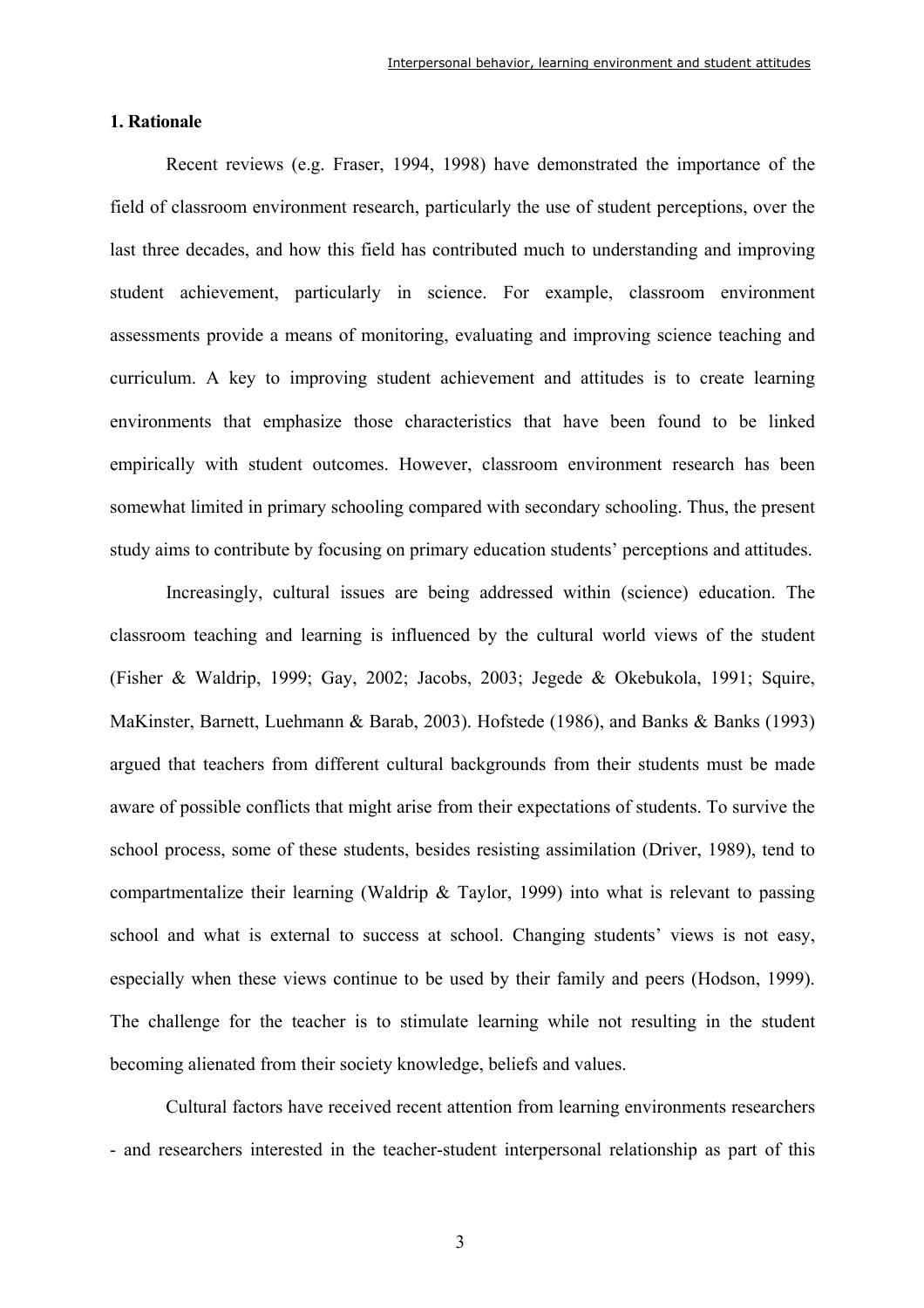## 1. Rationale

Recent reviews (e.g. Fraser, 1994, 1998) have demonstrated the importance of the field of classroom environment research, particularly the use of student perceptions, over the last three decades, and how this field has contributed much to understanding and improving student achievement, particularly in science. For example, classroom environment assessments provide a means of monitoring, evaluating and improving science teaching and curriculum. A key to improving student achievement and attitudes is to create learning environments that emphasize those characteristics that have been found to be linked empirically with student outcomes. However, classroom environment research has been somewhat limited in primary schooling compared with secondary schooling. Thus, the present study aims to contribute by focusing on primary education students' perceptions and attitudes.

Increasingly, cultural issues are being addressed within (science) education. The classroom teaching and learning is influenced by the cultural world views of the student (Fisher & Waldrip, 1999; Gay, 2002; Jacobs, 2003; Jegede & Okebukola, 1991; Squire, MaKinster, Barnett, Luehmann & Barab, 2003). Hofstede (1986), and Banks & Banks (1993) argued that teachers from different cultural backgrounds from their students must be made aware of possible conflicts that might arise from their expectations of students. To survive the school process, some of these students, besides resisting assimilation (Driver, 1989), tend to compartmentalize their learning (Waldrip & Taylor, 1999) into what is relevant to passing school and what is external to success at school. Changing students' views is not easy, especially when these views continue to be used by their family and peers (Hodson, 1999). The challenge for the teacher is to stimulate learning while not resulting in the student becoming alienated from their society knowledge, beliefs and values.

Cultural factors have received recent attention from learning environments researchers - and researchers interested in the teacher-student interpersonal relationship as part of this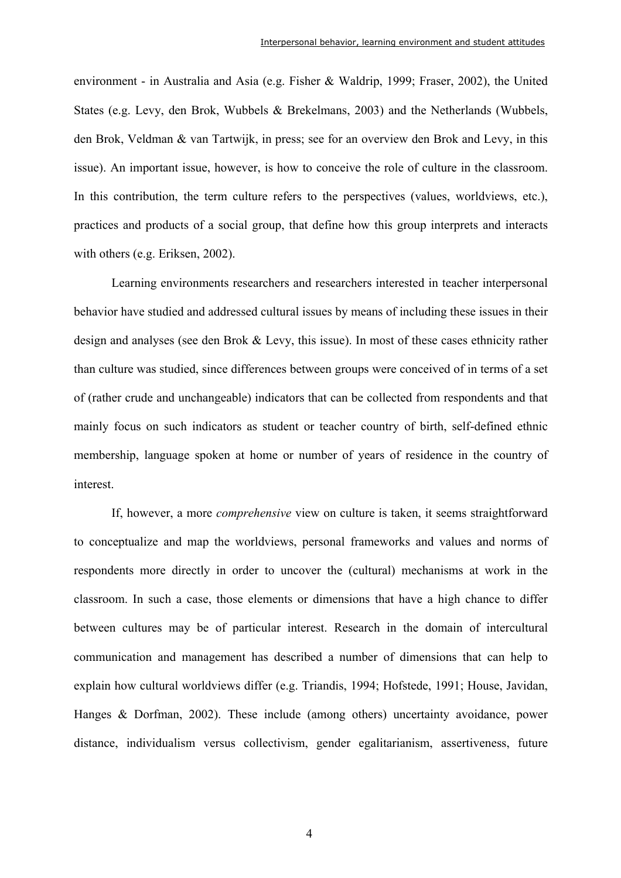environment - in Australia and Asia (e.g. Fisher & Waldrip, 1999; Fraser, 2002), the United States (e.g. Levy, den Brok, Wubbels & Brekelmans, 2003) and the Netherlands (Wubbels, den Brok, Veldman & van Tartwijk, in press; see for an overview den Brok and Levy, in this issue). An important issue, however, is how to conceive the role of culture in the classroom. In this contribution, the term culture refers to the perspectives (values, worldviews, etc.), practices and products of a social group, that define how this group interprets and interacts with others (e.g. Eriksen, 2002).

Learning environments researchers and researchers interested in teacher interpersonal behavior have studied and addressed cultural issues by means of including these issues in their design and analyses (see den Brok & Levy, this issue). In most of these cases ethnicity rather than culture was studied, since differences between groups were conceived of in terms of a set of (rather crude and unchangeable) indicators that can be collected from respondents and that mainly focus on such indicators as student or teacher country of birth, self-defined ethnic membership, language spoken at home or number of years of residence in the country of interest.

If, however, a more *comprehensive* view on culture is taken, it seems straightforward to conceptualize and map the worldviews, personal frameworks and values and norms of respondents more directly in order to uncover the (cultural) mechanisms at work in the classroom. In such a case, those elements or dimensions that have a high chance to differ between cultures may be of particular interest. Research in the domain of intercultural communication and management has described a number of dimensions that can help to explain how cultural worldviews differ (e.g. Triandis, 1994; Hofstede, 1991; House, Javidan, Hanges & Dorfman, 2002). These include (among others) uncertainty avoidance, power distance, individualism versus collectivism, gender egalitarianism, assertiveness, future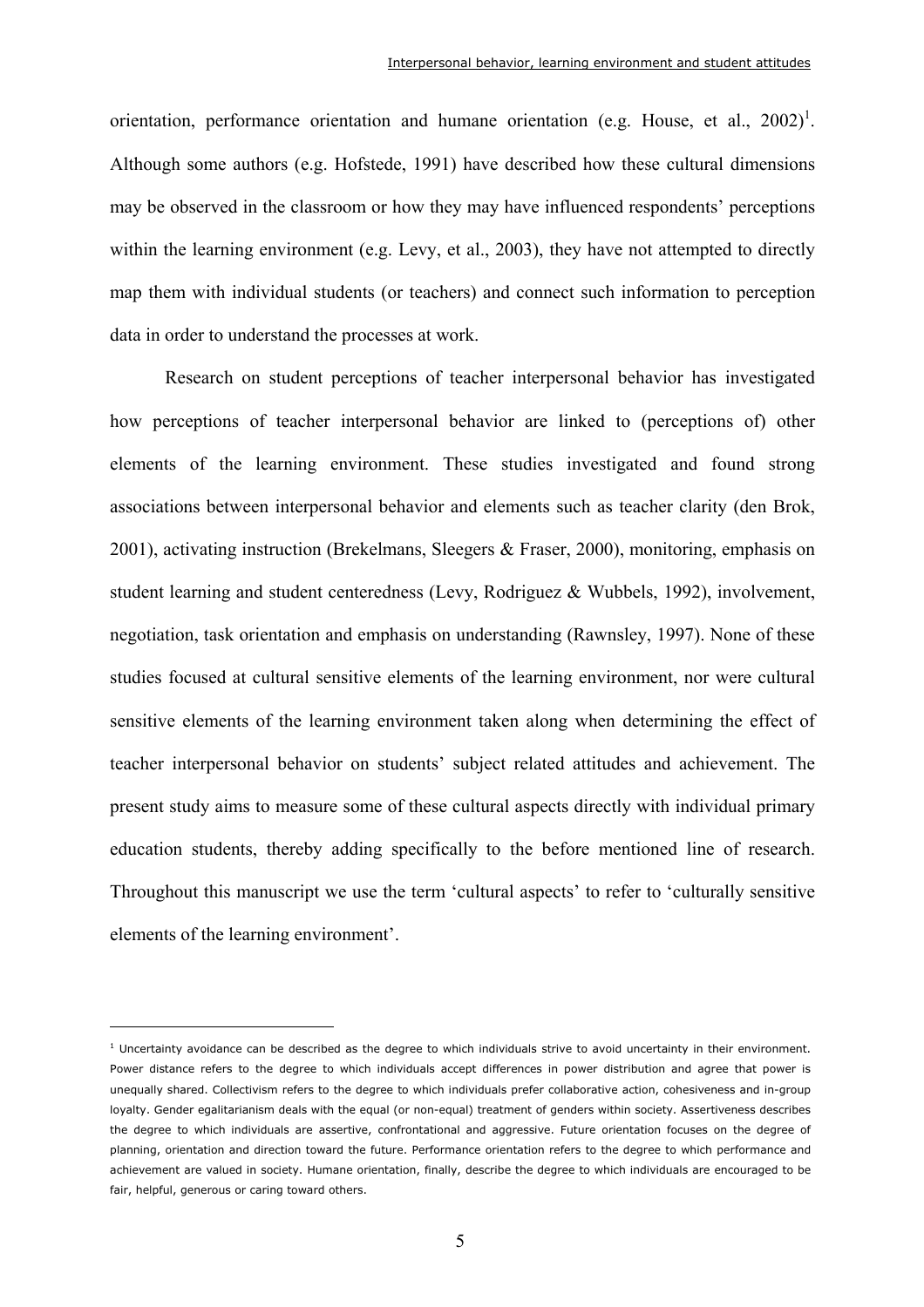orientation, performance orientation and humane orientation (e.g. House, et al., 2002)[1]. Although some authors (e.g. Hofstede, 1991) have described how these cultural dimensions may be observed in the classroom or how they may have influenced respondents' perceptions within the learning environment (e.g. Levy, et al., 2003), they have not attempted to directly map them with individual students (or teachers) and connect such information to perception data in order to understand the processes at work.

Research on student perceptions of teacher interpersonal behavior has investigated how perceptions of teacher interpersonal behavior are linked to (perceptions of) other elements of the learning environment. These studies investigated and found strong associations between interpersonal behavior and elements such as teacher clarity (den Brok, 2001), activating instruction (Brekelmans, Sleegers & Fraser, 2000), monitoring, emphasis on student learning and student centeredness (Levy, Rodriguez & Wubbels, 1992), involvement, negotiation, task orientation and emphasis on understanding (Rawnsley, 1997). None of these studies focused at cultural sensitive elements of the learning environment, nor were cultural sensitive elements of the learning environment taken along when determining the effect of teacher interpersonal behavior on students' subject related attitudes and achievement. The present study aims to measure some of these cultural aspects directly with individual primary education students, thereby adding specifically to the before mentioned line of research. Throughout this manuscript we use the term 'cultural aspects' to refer to 'culturally sensitive elements of the learning environment'.

---

[1] Uncertainty avoidance can be described as the degree to which individuals strive to avoid uncertainty in their environment. Power distance refers to the degree to which individuals accept differences in power distribution and agree that power is unequally shared. Collectivism refers to the degree to which individuals prefer collaborative action, cohesiveness and in-group loyalty. Gender egalitarianism deals with the equal (or non-equal) treatment of genders within society. Assertiveness describes the degree to which individuals are assertive, confrontational and aggressive. Future orientation focuses on the degree of planning, orientation and direction toward the future. Performance orientation refers to the degree to which performance and achievement are valued in society. Humane orientation, finally, describe the degree to which individuals are encouraged to be fair, helpful, generous or caring toward others.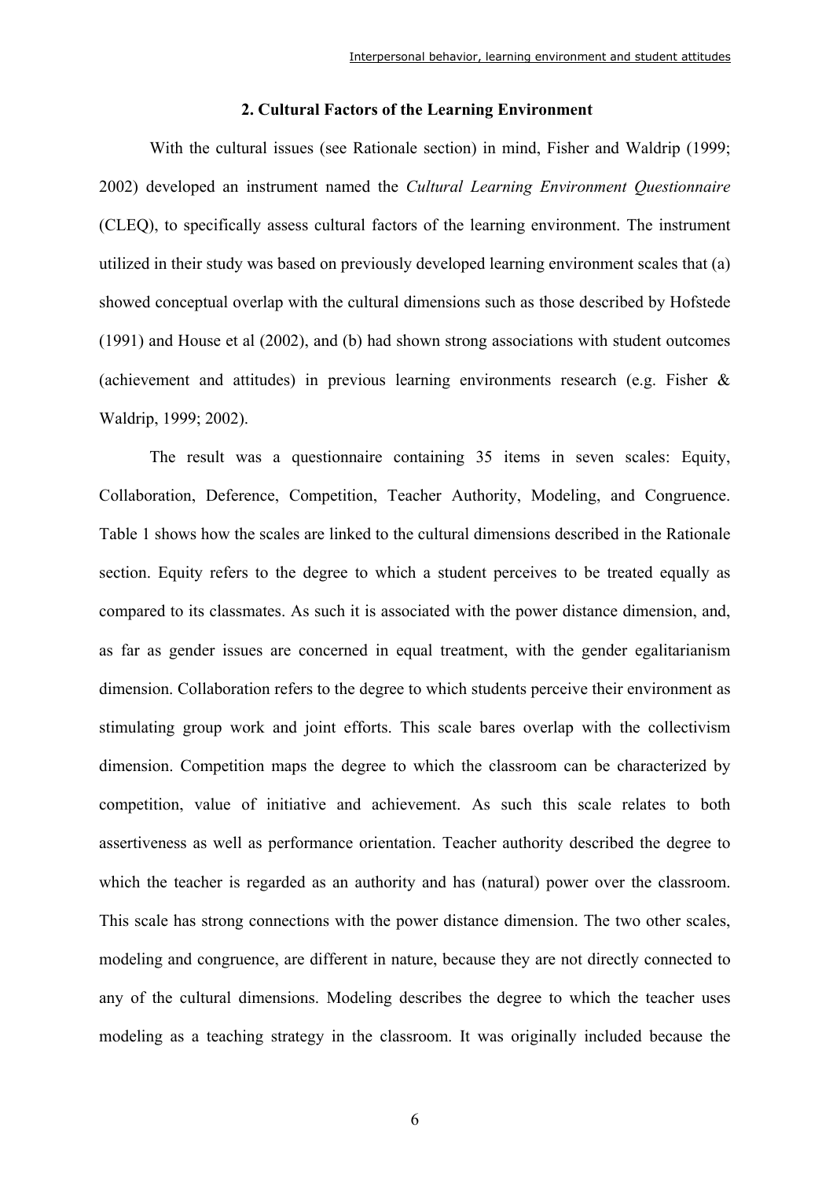## 2. Cultural Factors of the Learning Environment

With the cultural issues (see Rationale section) in mind, Fisher and Waldrip (1999; 2002) developed an instrument named the *Cultural Learning Environment Questionnaire* (CLEQ), to specifically assess cultural factors of the learning environment. The instrument utilized in their study was based on previously developed learning environment scales that (a) showed conceptual overlap with the cultural dimensions such as those described by Hofstede (1991) and House et al (2002), and (b) had shown strong associations with student outcomes (achievement and attitudes) in previous learning environments research (e.g. Fisher & Waldrip, 1999; 2002).

The result was a questionnaire containing 35 items in seven scales: Equity, Collaboration, Deference, Competition, Teacher Authority, Modeling, and Congruence. Table 1 shows how the scales are linked to the cultural dimensions described in the Rationale section. Equity refers to the degree to which a student perceives to be treated equally as compared to its classmates. As such it is associated with the power distance dimension, and, as far as gender issues are concerned in equal treatment, with the gender egalitarianism dimension. Collaboration refers to the degree to which students perceive their environment as stimulating group work and joint efforts. This scale bares overlap with the collectivism dimension. Competition maps the degree to which the classroom can be characterized by competition, value of initiative and achievement. As such this scale relates to both assertiveness as well as performance orientation. Teacher authority described the degree to which the teacher is regarded as an authority and has (natural) power over the classroom. This scale has strong connections with the power distance dimension. The two other scales, modeling and congruence, are different in nature, because they are not directly connected to any of the cultural dimensions. Modeling describes the degree to which the teacher uses modeling as a teaching strategy in the classroom. It was originally included because the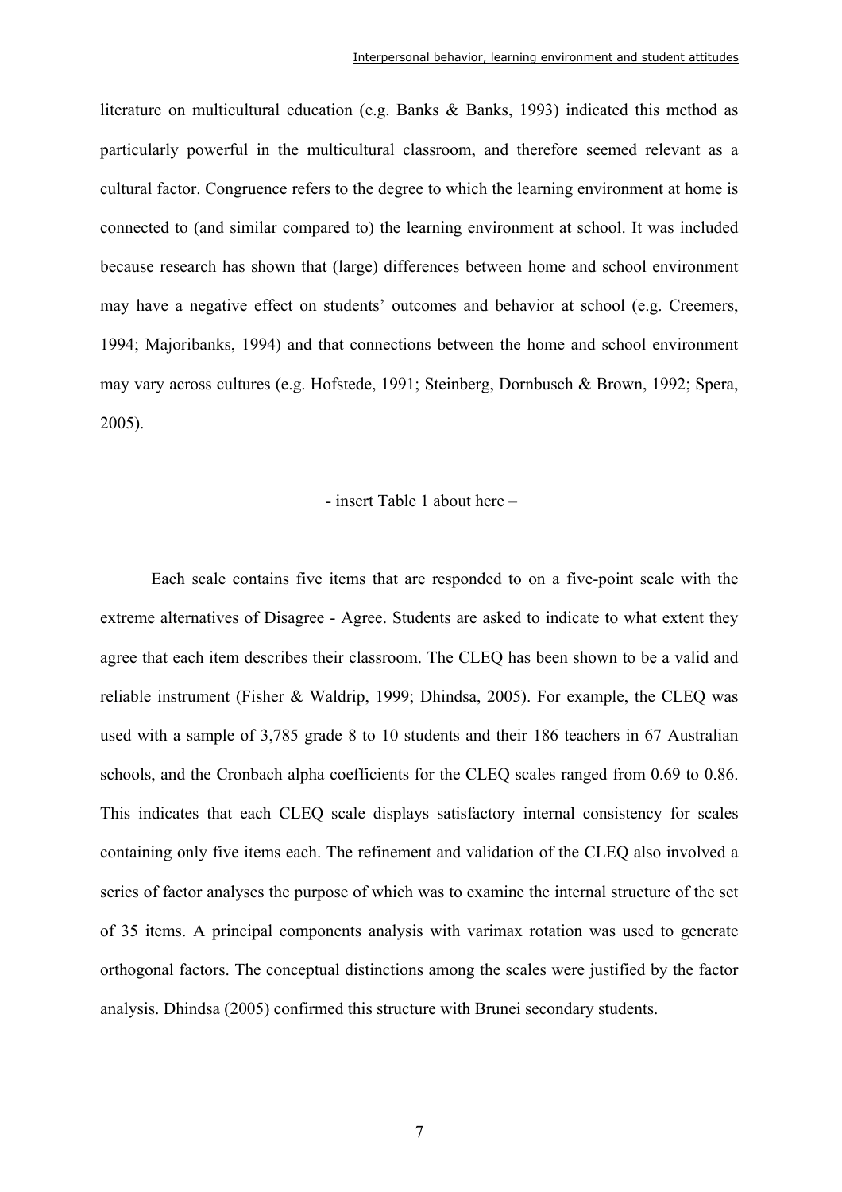literature on multicultural education (e.g. Banks & Banks, 1993) indicated this method as particularly powerful in the multicultural classroom, and therefore seemed relevant as a cultural factor. Congruence refers to the degree to which the learning environment at home is connected to (and similar compared to) the learning environment at school. It was included because research has shown that (large) differences between home and school environment may have a negative effect on students' outcomes and behavior at school (e.g. Creemers, 1994; Majoribanks, 1994) and that connections between the home and school environment may vary across cultures (e.g. Hofstede, 1991; Steinberg, Dornbusch & Brown, 1992; Spera, 2005).

- insert Table 1 about here –

Each scale contains five items that are responded to on a five-point scale with the extreme alternatives of Disagree - Agree. Students are asked to indicate to what extent they agree that each item describes their classroom. The CLEQ has been shown to be a valid and reliable instrument (Fisher & Waldrip, 1999; Dhindsa, 2005). For example, the CLEQ was used with a sample of 3,785 grade 8 to 10 students and their 186 teachers in 67 Australian schools, and the Cronbach alpha coefficients for the CLEQ scales ranged from 0.69 to 0.86. This indicates that each CLEQ scale displays satisfactory internal consistency for scales containing only five items each. The refinement and validation of the CLEQ also involved a series of factor analyses the purpose of which was to examine the internal structure of the set of 35 items. A principal components analysis with varimax rotation was used to generate orthogonal factors. The conceptual distinctions among the scales were justified by the factor analysis. Dhindsa (2005) confirmed this structure with Brunei secondary students.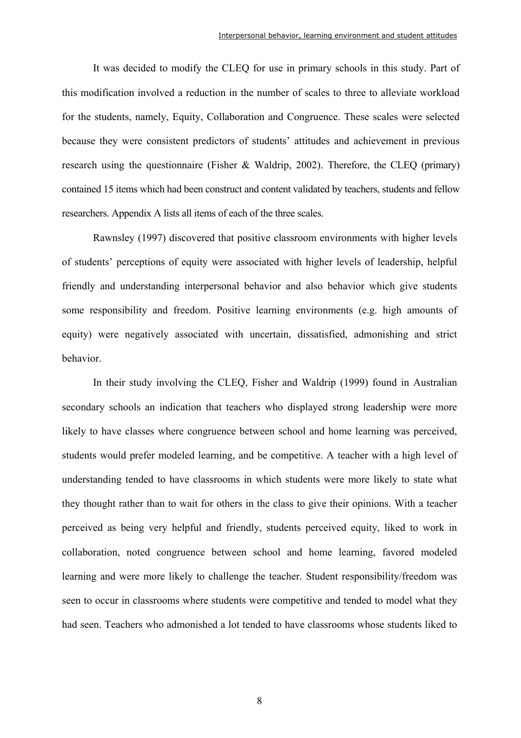It was decided to modify the CLEQ for use in primary schools in this study. Part of this modification involved a reduction in the number of scales to three to alleviate workload for the students, namely, Equity, Collaboration and Congruence. These scales were selected because they were consistent predictors of students' attitudes and achievement in previous research using the questionnaire (Fisher & Waldrip, 2002). Therefore, the CLEQ (primary) contained 15 items which had been construct and content validated by teachers, students and fellow researchers. Appendix A lists all items of each of the three scales.

Rawnsley (1997) discovered that positive classroom environments with higher levels of students' perceptions of equity were associated with higher levels of leadership, helpful friendly and understanding interpersonal behavior and also behavior which give students some responsibility and freedom. Positive learning environments (e.g. high amounts of equity) were negatively associated with uncertain, dissatisfied, admonishing and strict behavior.

In their study involving the CLEQ, Fisher and Waldrip (1999) found in Australian secondary schools an indication that teachers who displayed strong leadership were more likely to have classes where congruence between school and home learning was perceived, students would prefer modeled learning, and be competitive. A teacher with a high level of understanding tended to have classrooms in which students were more likely to state what they thought rather than to wait for others in the class to give their opinions. With a teacher perceived as being very helpful and friendly, students perceived equity, liked to work in collaboration, noted congruence between school and home learning, favored modeled learning and were more likely to challenge the teacher. Student responsibility/freedom was seen to occur in classrooms where students were competitive and tended to model what they had seen. Teachers who admonished a lot tended to have classrooms whose students liked to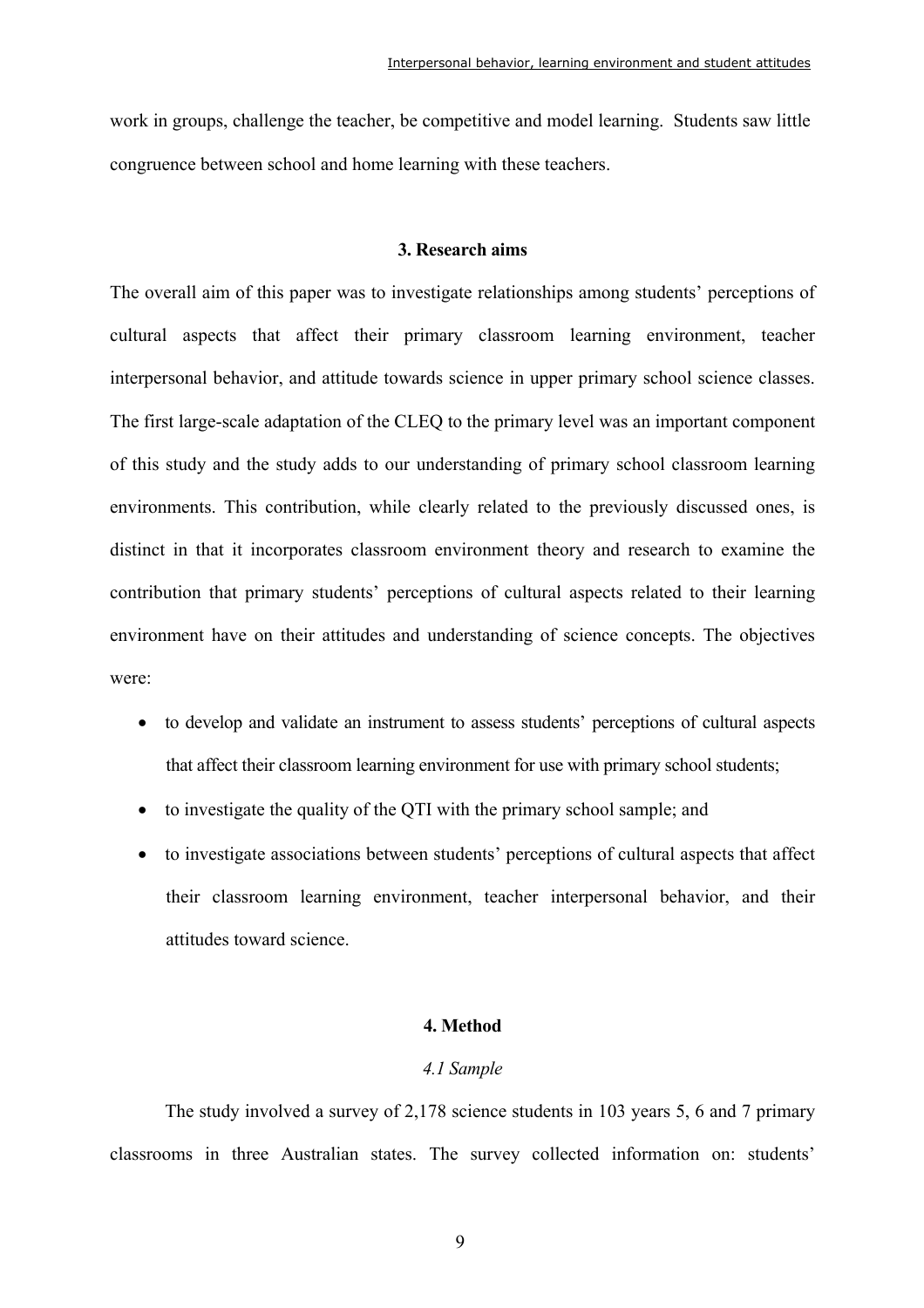work in groups, challenge the teacher, be competitive and model learning. Students saw little congruence between school and home learning with these teachers.

## 3. Research aims

The overall aim of this paper was to investigate relationships among students' perceptions of cultural aspects that affect their primary classroom learning environment, teacher interpersonal behavior, and attitude towards science in upper primary school science classes. The first large-scale adaptation of the CLEQ to the primary level was an important component of this study and the study adds to our understanding of primary school classroom learning environments. This contribution, while clearly related to the previously discussed ones, is distinct in that it incorporates classroom environment theory and research to examine the contribution that primary students' perceptions of cultural aspects related to their learning environment have on their attitudes and understanding of science concepts. The objectives were:

- to develop and validate an instrument to assess students' perceptions of cultural aspects that affect their classroom learning environment for use with primary school students;
- to investigate the quality of the QTI with the primary school sample; and
- to investigate associations between students' perceptions of cultural aspects that affect their classroom learning environment, teacher interpersonal behavior, and their attitudes toward science.

## 4. Method

### *4.1 Sample*

The study involved a survey of 2,178 science students in 103 years 5, 6 and 7 primary classrooms in three Australian states. The survey collected information on: students'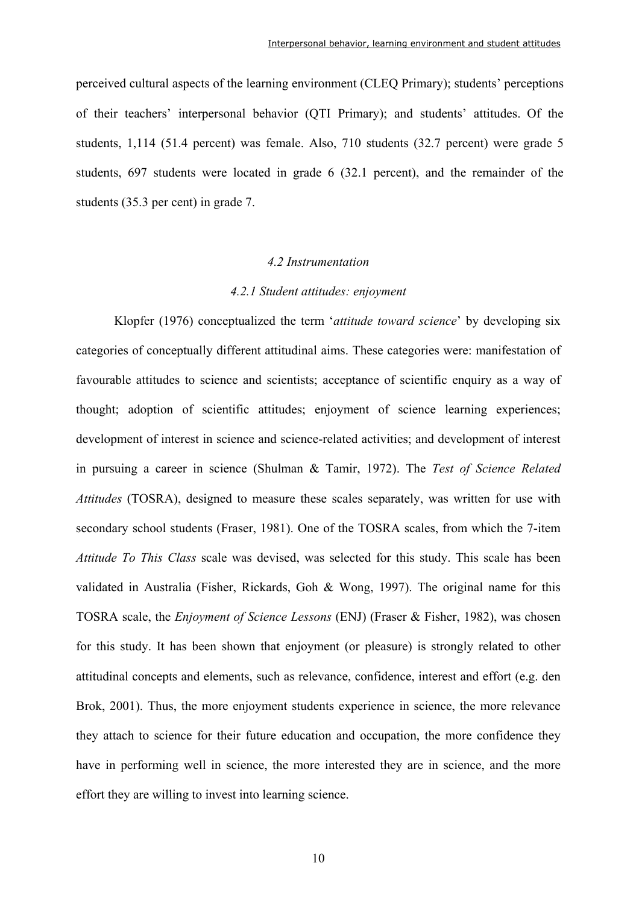perceived cultural aspects of the learning environment (CLEQ Primary); students' perceptions of their teachers' interpersonal behavior (QTI Primary); and students' attitudes. Of the students, 1,114 (51.4 percent) was female. Also, 710 students (32.7 percent) were grade 5 students, 697 students were located in grade 6 (32.1 percent), and the remainder of the students (35.3 per cent) in grade 7.

### *4.2 Instrumentation*

#### *4.2.1 Student attitudes: enjoyment*

Klopfer (1976) conceptualized the term '*attitude toward science*' by developing six categories of conceptually different attitudinal aims. These categories were: manifestation of favourable attitudes to science and scientists; acceptance of scientific enquiry as a way of thought; adoption of scientific attitudes; enjoyment of science learning experiences; development of interest in science and science-related activities; and development of interest in pursuing a career in science (Shulman & Tamir, 1972). The *Test of Science Related Attitudes* (TOSRA), designed to measure these scales separately, was written for use with secondary school students (Fraser, 1981). One of the TOSRA scales, from which the 7-item *Attitude To This Class* scale was devised, was selected for this study. This scale has been validated in Australia (Fisher, Rickards, Goh & Wong, 1997). The original name for this TOSRA scale, the *Enjoyment of Science Lessons* (ENJ) (Fraser & Fisher, 1982), was chosen for this study. It has been shown that enjoyment (or pleasure) is strongly related to other attitudinal concepts and elements, such as relevance, confidence, interest and effort (e.g. den Brok, 2001). Thus, the more enjoyment students experience in science, the more relevance they attach to science for their future education and occupation, the more confidence they have in performing well in science, the more interested they are in science, and the more effort they are willing to invest into learning science.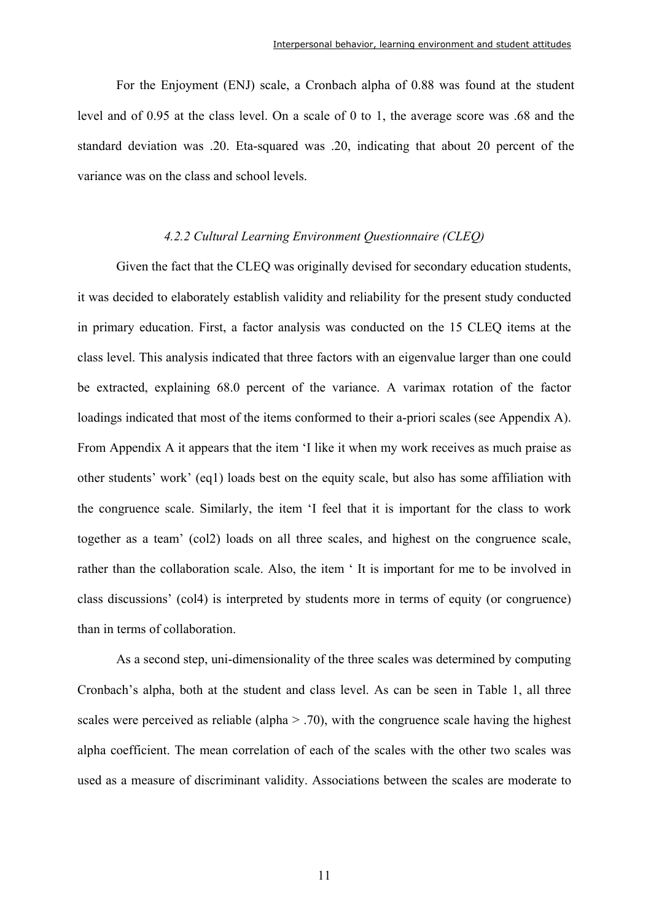For the Enjoyment (ENJ) scale, a Cronbach alpha of 0.88 was found at the student level and of 0.95 at the class level. On a scale of 0 to 1, the average score was .68 and the standard deviation was .20. Eta-squared was .20, indicating that about 20 percent of the variance was on the class and school levels.

### *4.2.2 Cultural Learning Environment Questionnaire (CLEQ)*

Given the fact that the CLEQ was originally devised for secondary education students, it was decided to elaborately establish validity and reliability for the present study conducted in primary education. First, a factor analysis was conducted on the 15 CLEQ items at the class level. This analysis indicated that three factors with an eigenvalue larger than one could be extracted, explaining 68.0 percent of the variance. A varimax rotation of the factor loadings indicated that most of the items conformed to their a-priori scales (see Appendix A). From Appendix A it appears that the item 'I like it when my work receives as much praise as other students' work' (eq1) loads best on the equity scale, but also has some affiliation with the congruence scale. Similarly, the item 'I feel that it is important for the class to work together as a team' (col2) loads on all three scales, and highest on the congruence scale, rather than the collaboration scale. Also, the item ' It is important for me to be involved in class discussions' (col4) is interpreted by students more in terms of equity (or congruence) than in terms of collaboration.

As a second step, uni-dimensionality of the three scales was determined by computing Cronbach's alpha, both at the student and class level. As can be seen in Table 1, all three scales were perceived as reliable (alpha > .70), with the congruence scale having the highest alpha coefficient. The mean correlation of each of the scales with the other two scales was used as a measure of discriminant validity. Associations between the scales are moderate to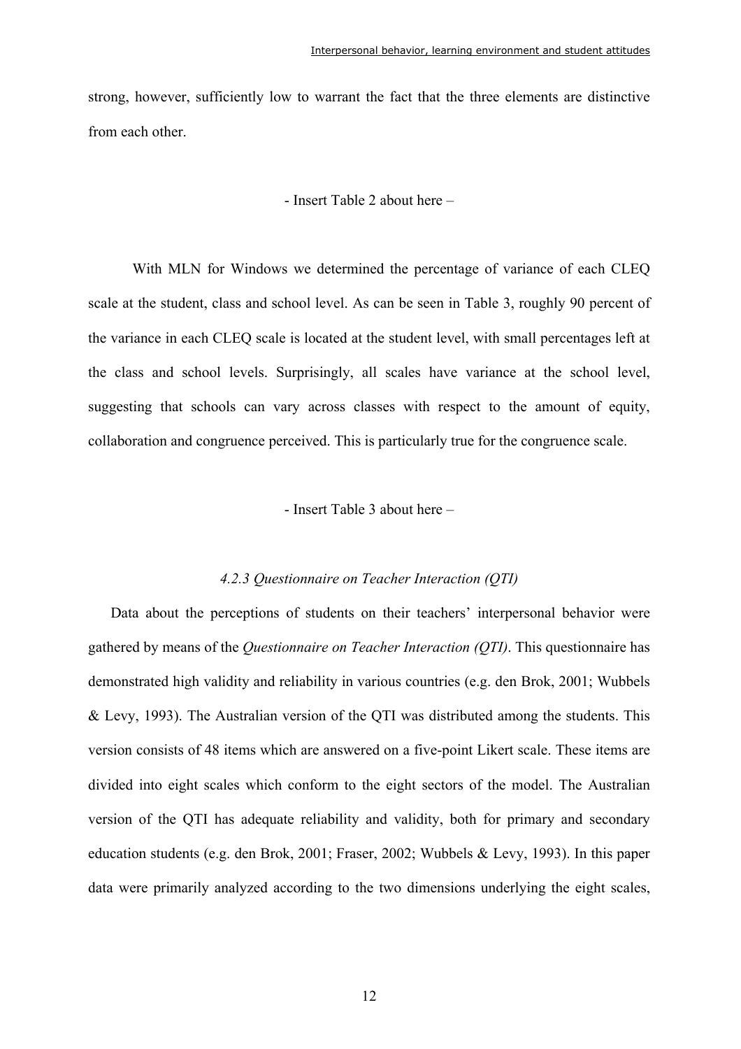strong, however, sufficiently low to warrant the fact that the three elements are distinctive from each other.

- Insert Table 2 about here –

With MLN for Windows we determined the percentage of variance of each CLEQ scale at the student, class and school level. As can be seen in Table 3, roughly 90 percent of the variance in each CLEQ scale is located at the student level, with small percentages left at the class and school levels. Surprisingly, all scales have variance at the school level, suggesting that schools can vary across classes with respect to the amount of equity, collaboration and congruence perceived. This is particularly true for the congruence scale.

- Insert Table 3 about here –

### *4.2.3 Questionnaire on Teacher Interaction (QTI)*

Data about the perceptions of students on their teachers' interpersonal behavior were gathered by means of the *Questionnaire on Teacher Interaction (QTI)*. This questionnaire has demonstrated high validity and reliability in various countries (e.g. den Brok, 2001; Wubbels & Levy, 1993). The Australian version of the QTI was distributed among the students. This version consists of 48 items which are answered on a five-point Likert scale. These items are divided into eight scales which conform to the eight sectors of the model. The Australian version of the QTI has adequate reliability and validity, both for primary and secondary education students (e.g. den Brok, 2001; Fraser, 2002; Wubbels & Levy, 1993). In this paper data were primarily analyzed according to the two dimensions underlying the eight scales,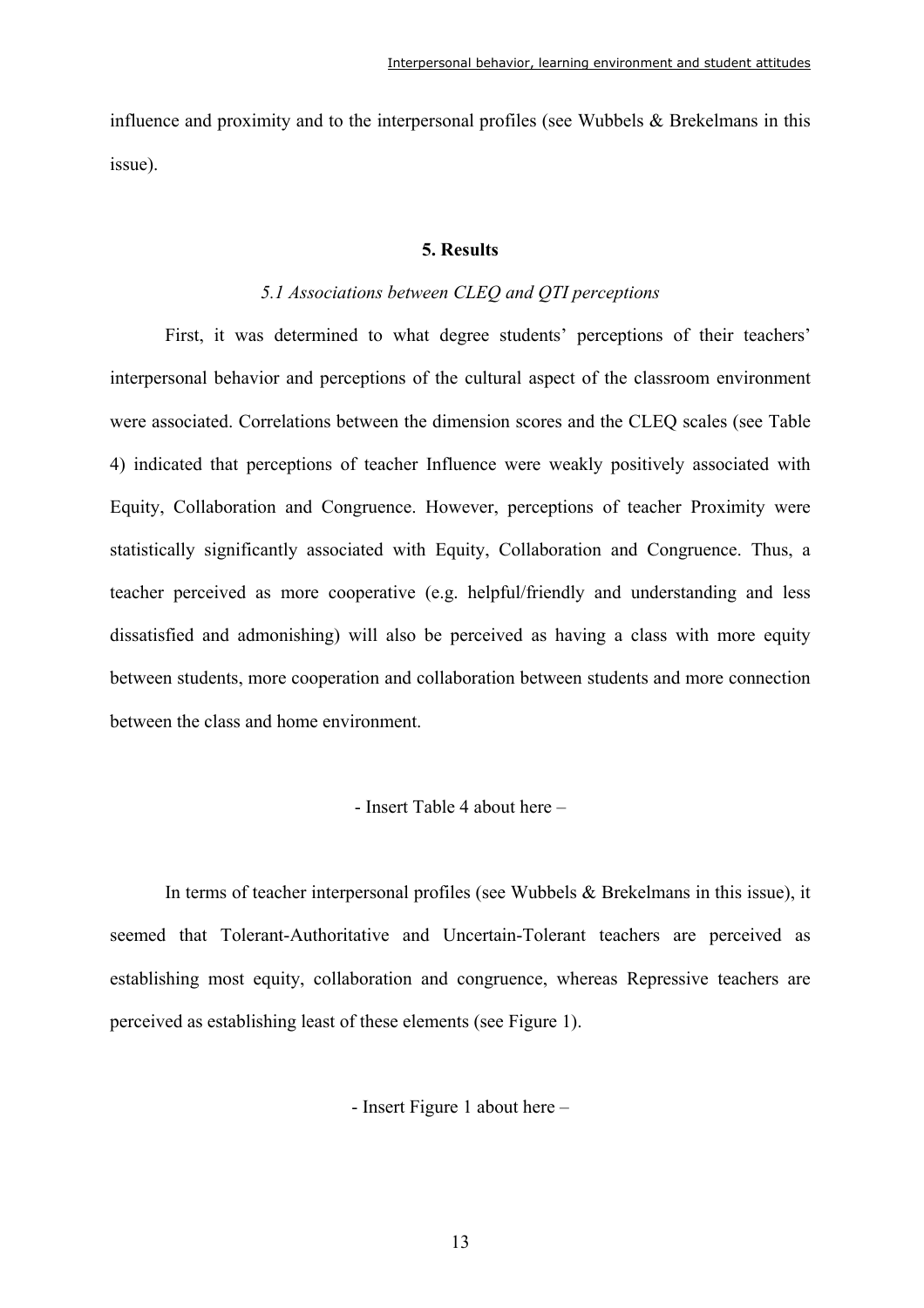influence and proximity and to the interpersonal profiles (see Wubbels & Brekelmans in this issue).

## 5. Results

### *5.1 Associations between CLEQ and QTI perceptions*

First, it was determined to what degree students' perceptions of their teachers' interpersonal behavior and perceptions of the cultural aspect of the classroom environment were associated. Correlations between the dimension scores and the CLEQ scales (see Table 4) indicated that perceptions of teacher Influence were weakly positively associated with Equity, Collaboration and Congruence. However, perceptions of teacher Proximity were statistically significantly associated with Equity, Collaboration and Congruence. Thus, a teacher perceived as more cooperative (e.g. helpful/friendly and understanding and less dissatisfied and admonishing) will also be perceived as having a class with more equity between students, more cooperation and collaboration between students and more connection between the class and home environment.

- Insert Table 4 about here –

In terms of teacher interpersonal profiles (see Wubbels & Brekelmans in this issue), it seemed that Tolerant-Authoritative and Uncertain-Tolerant teachers are perceived as establishing most equity, collaboration and congruence, whereas Repressive teachers are perceived as establishing least of these elements (see Figure 1).

- Insert Figure 1 about here –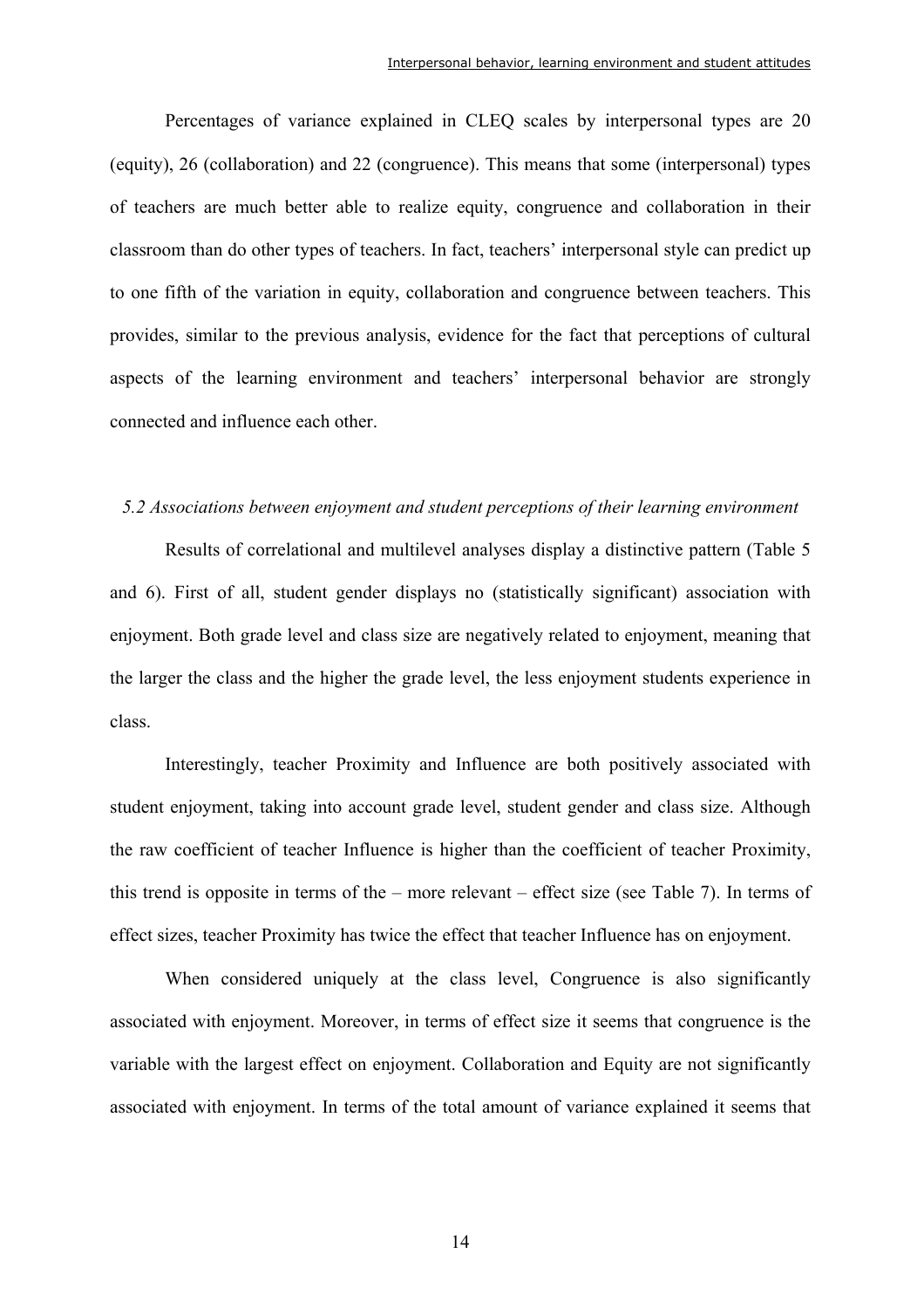Percentages of variance explained in CLEQ scales by interpersonal types are 20 (equity), 26 (collaboration) and 22 (congruence). This means that some (interpersonal) types of teachers are much better able to realize equity, congruence and collaboration in their classroom than do other types of teachers. In fact, teachers' interpersonal style can predict up to one fifth of the variation in equity, collaboration and congruence between teachers. This provides, similar to the previous analysis, evidence for the fact that perceptions of cultural aspects of the learning environment and teachers' interpersonal behavior are strongly connected and influence each other.

### *5.2 Associations between enjoyment and student perceptions of their learning environment*

Results of correlational and multilevel analyses display a distinctive pattern (Table 5 and 6). First of all, student gender displays no (statistically significant) association with enjoyment. Both grade level and class size are negatively related to enjoyment, meaning that the larger the class and the higher the grade level, the less enjoyment students experience in class.

Interestingly, teacher Proximity and Influence are both positively associated with student enjoyment, taking into account grade level, student gender and class size. Although the raw coefficient of teacher Influence is higher than the coefficient of teacher Proximity, this trend is opposite in terms of the – more relevant – effect size (see Table 7). In terms of effect sizes, teacher Proximity has twice the effect that teacher Influence has on enjoyment.

When considered uniquely at the class level, Congruence is also significantly associated with enjoyment. Moreover, in terms of effect size it seems that congruence is the variable with the largest effect on enjoyment. Collaboration and Equity are not significantly associated with enjoyment. In terms of the total amount of variance explained it seems that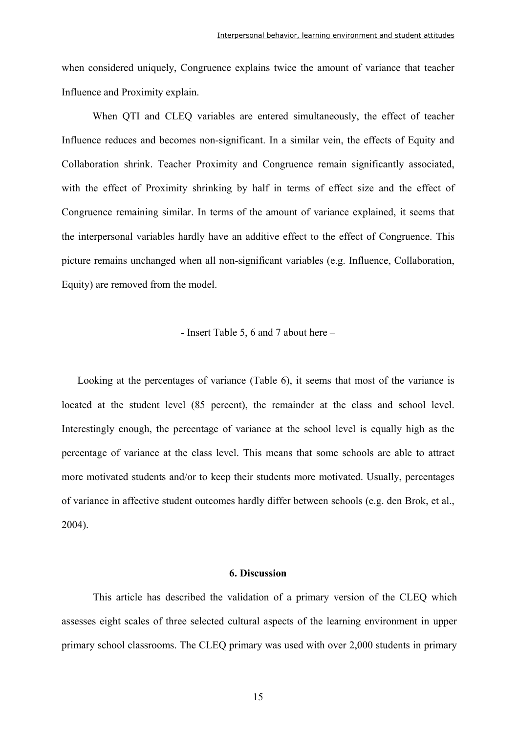when considered uniquely, Congruence explains twice the amount of variance that teacher Influence and Proximity explain.

When QTI and CLEQ variables are entered simultaneously, the effect of teacher Influence reduces and becomes non-significant. In a similar vein, the effects of Equity and Collaboration shrink. Teacher Proximity and Congruence remain significantly associated, with the effect of Proximity shrinking by half in terms of effect size and the effect of Congruence remaining similar. In terms of the amount of variance explained, it seems that the interpersonal variables hardly have an additive effect to the effect of Congruence. This picture remains unchanged when all non-significant variables (e.g. Influence, Collaboration, Equity) are removed from the model.

- Insert Table 5, 6 and 7 about here –

Looking at the percentages of variance (Table 6), it seems that most of the variance is located at the student level (85 percent), the remainder at the class and school level. Interestingly enough, the percentage of variance at the school level is equally high as the percentage of variance at the class level. This means that some schools are able to attract more motivated students and/or to keep their students more motivated. Usually, percentages of variance in affective student outcomes hardly differ between schools (e.g. den Brok, et al., 2004).

## 6. Discussion

This article has described the validation of a primary version of the CLEQ which assesses eight scales of three selected cultural aspects of the learning environment in upper primary school classrooms. The CLEQ primary was used with over 2,000 students in primary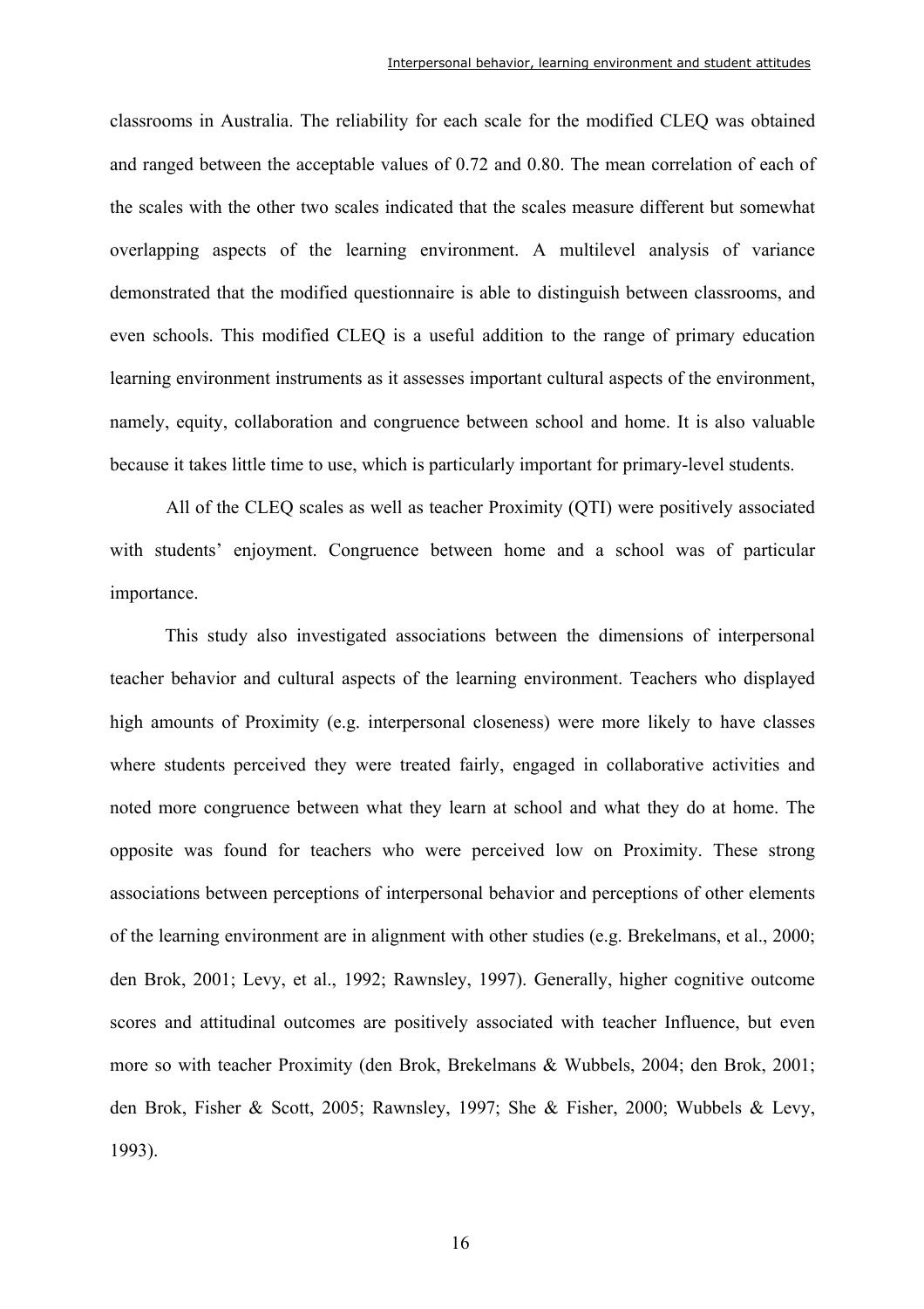classrooms in Australia. The reliability for each scale for the modified CLEQ was obtained and ranged between the acceptable values of 0.72 and 0.80. The mean correlation of each of the scales with the other two scales indicated that the scales measure different but somewhat overlapping aspects of the learning environment. A multilevel analysis of variance demonstrated that the modified questionnaire is able to distinguish between classrooms, and even schools. This modified CLEQ is a useful addition to the range of primary education learning environment instruments as it assesses important cultural aspects of the environment, namely, equity, collaboration and congruence between school and home. It is also valuable because it takes little time to use, which is particularly important for primary-level students.

All of the CLEQ scales as well as teacher Proximity (QTI) were positively associated with students' enjoyment. Congruence between home and a school was of particular importance.

This study also investigated associations between the dimensions of interpersonal teacher behavior and cultural aspects of the learning environment. Teachers who displayed high amounts of Proximity (e.g. interpersonal closeness) were more likely to have classes where students perceived they were treated fairly, engaged in collaborative activities and noted more congruence between what they learn at school and what they do at home. The opposite was found for teachers who were perceived low on Proximity. These strong associations between perceptions of interpersonal behavior and perceptions of other elements of the learning environment are in alignment with other studies (e.g. Brekelmans, et al., 2000; den Brok, 2001; Levy, et al., 1992; Rawnsley, 1997). Generally, higher cognitive outcome scores and attitudinal outcomes are positively associated with teacher Influence, but even more so with teacher Proximity (den Brok, Brekelmans & Wubbels, 2004; den Brok, 2001; den Brok, Fisher & Scott, 2005; Rawnsley, 1997; She & Fisher, 2000; Wubbels & Levy, 1993).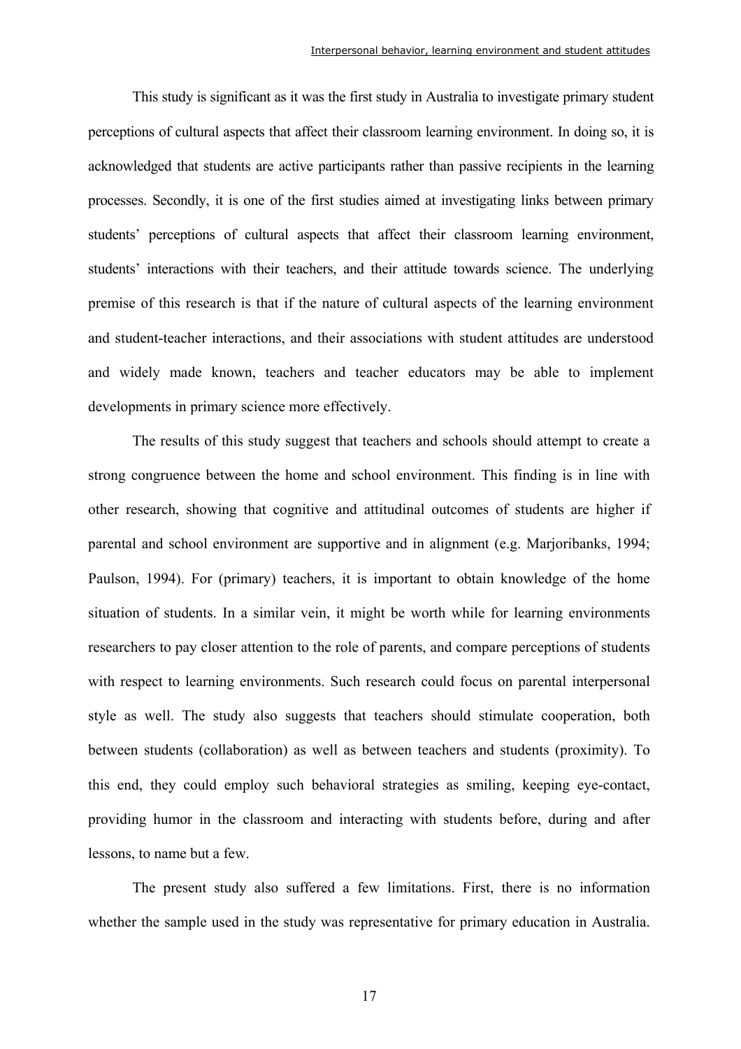This study is significant as it was the first study in Australia to investigate primary student perceptions of cultural aspects that affect their classroom learning environment. In doing so, it is acknowledged that students are active participants rather than passive recipients in the learning processes. Secondly, it is one of the first studies aimed at investigating links between primary students' perceptions of cultural aspects that affect their classroom learning environment, students' interactions with their teachers, and their attitude towards science. The underlying premise of this research is that if the nature of cultural aspects of the learning environment and student-teacher interactions, and their associations with student attitudes are understood and widely made known, teachers and teacher educators may be able to implement developments in primary science more effectively.

The results of this study suggest that teachers and schools should attempt to create a strong congruence between the home and school environment. This finding is in line with other research, showing that cognitive and attitudinal outcomes of students are higher if parental and school environment are supportive and in alignment (e.g. Marjoribanks, 1994; Paulson, 1994). For (primary) teachers, it is important to obtain knowledge of the home situation of students. In a similar vein, it might be worth while for learning environments researchers to pay closer attention to the role of parents, and compare perceptions of students with respect to learning environments. Such research could focus on parental interpersonal style as well. The study also suggests that teachers should stimulate cooperation, both between students (collaboration) as well as between teachers and students (proximity). To this end, they could employ such behavioral strategies as smiling, keeping eye-contact, providing humor in the classroom and interacting with students before, during and after lessons, to name but a few.

The present study also suffered a few limitations. First, there is no information whether the sample used in the study was representative for primary education in Australia.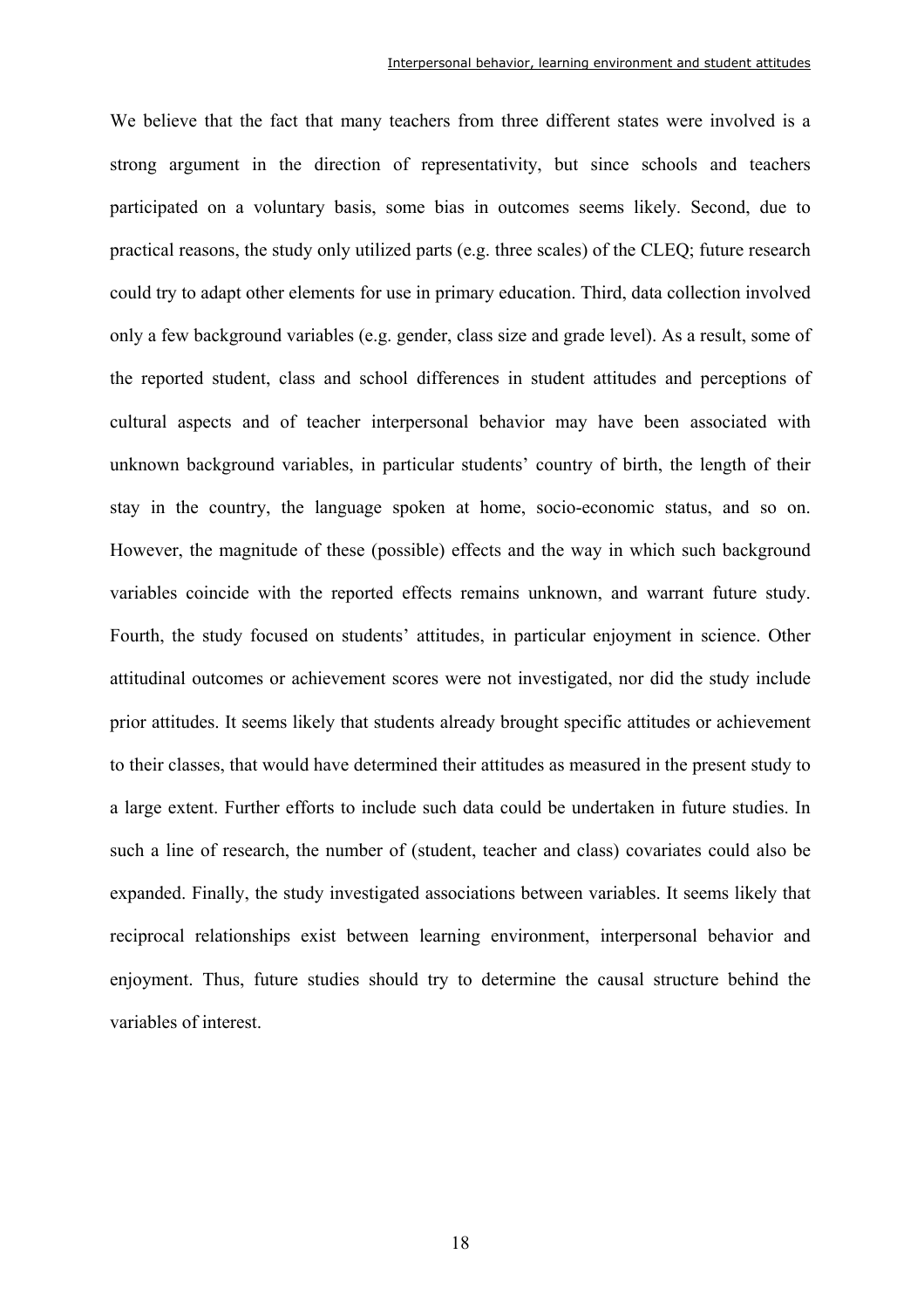We believe that the fact that many teachers from three different states were involved is a strong argument in the direction of representativity, but since schools and teachers participated on a voluntary basis, some bias in outcomes seems likely. Second, due to practical reasons, the study only utilized parts (e.g. three scales) of the CLEQ; future research could try to adapt other elements for use in primary education. Third, data collection involved only a few background variables (e.g. gender, class size and grade level). As a result, some of the reported student, class and school differences in student attitudes and perceptions of cultural aspects and of teacher interpersonal behavior may have been associated with unknown background variables, in particular students' country of birth, the length of their stay in the country, the language spoken at home, socio-economic status, and so on. However, the magnitude of these (possible) effects and the way in which such background variables coincide with the reported effects remains unknown, and warrant future study. Fourth, the study focused on students' attitudes, in particular enjoyment in science. Other attitudinal outcomes or achievement scores were not investigated, nor did the study include prior attitudes. It seems likely that students already brought specific attitudes or achievement to their classes, that would have determined their attitudes as measured in the present study to a large extent. Further efforts to include such data could be undertaken in future studies. In such a line of research, the number of (student, teacher and class) covariates could also be expanded. Finally, the study investigated associations between variables. It seems likely that reciprocal relationships exist between learning environment, interpersonal behavior and enjoyment. Thus, future studies should try to determine the causal structure behind the variables of interest.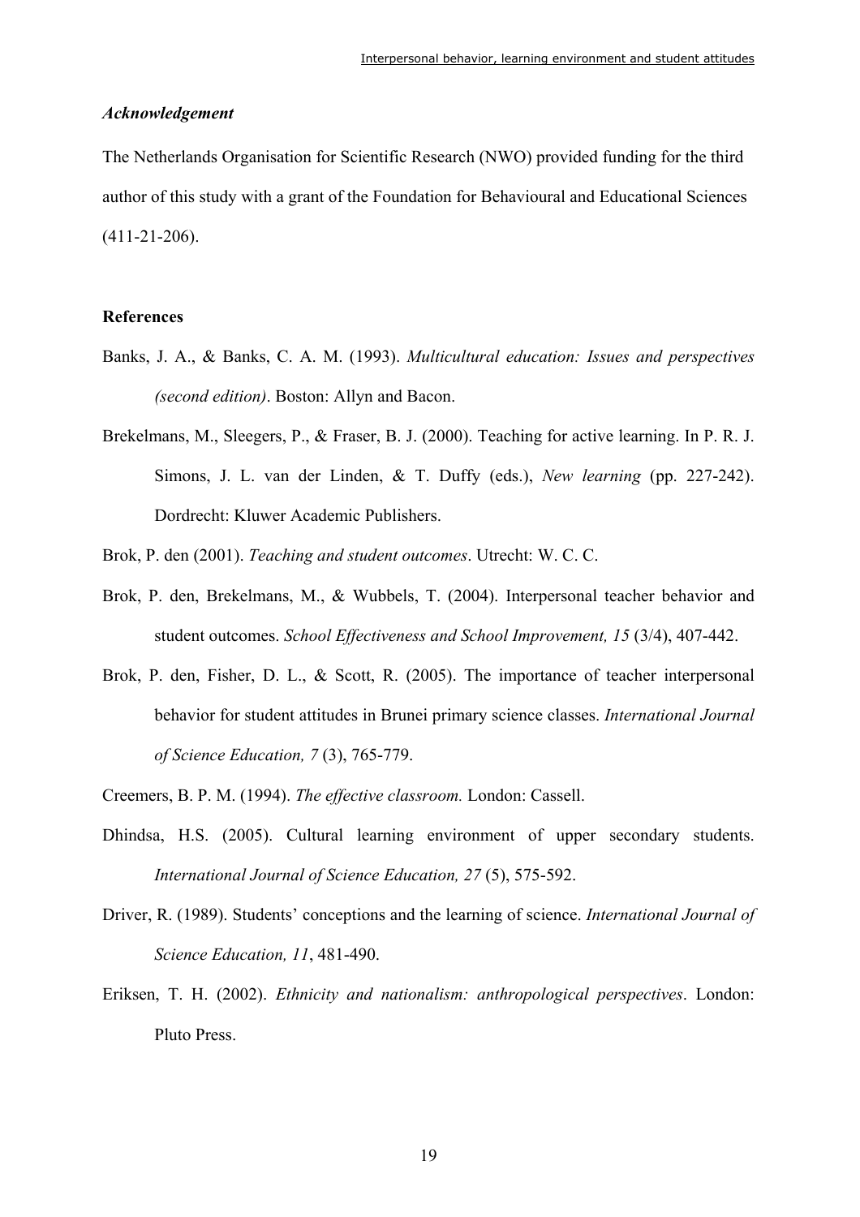### *Acknowledgement*

The Netherlands Organisation for Scientific Research (NWO) provided funding for the third author of this study with a grant of the Foundation for Behavioural and Educational Sciences (411-21-206).

### **References**

Banks, J. A., & Banks, C. A. M. (1993). *Multicultural education: Issues and perspectives (second edition)*. Boston: Allyn and Bacon.

Brekelmans, M., Sleegers, P., & Fraser, B. J. (2000). Teaching for active learning. In P. R. J. Simons, J. L. van der Linden, & T. Duffy (eds.), *New learning* (pp. 227-242). Dordrecht: Kluwer Academic Publishers.

Brok, P. den (2001). *Teaching and student outcomes*. Utrecht: W. C. C.

Brok, P. den, Brekelmans, M., & Wubbels, T. (2004). Interpersonal teacher behavior and student outcomes. *School Effectiveness and School Improvement, 15* (3/4), 407-442.

Brok, P. den, Fisher, D. L., & Scott, R. (2005). The importance of teacher interpersonal behavior for student attitudes in Brunei primary science classes. *International Journal of Science Education, 7* (3), 765-779.

Creemers, B. P. M. (1994). *The effective classroom.* London: Cassell.

Dhindsa, H.S. (2005). Cultural learning environment of upper secondary students. *International Journal of Science Education, 27* (5), 575-592.

Driver, R. (1989). Students' conceptions and the learning of science. *International Journal of Science Education, 11*, 481-490.

Eriksen, T. H. (2002). *Ethnicity and nationalism: anthropological perspectives*. London: Pluto Press.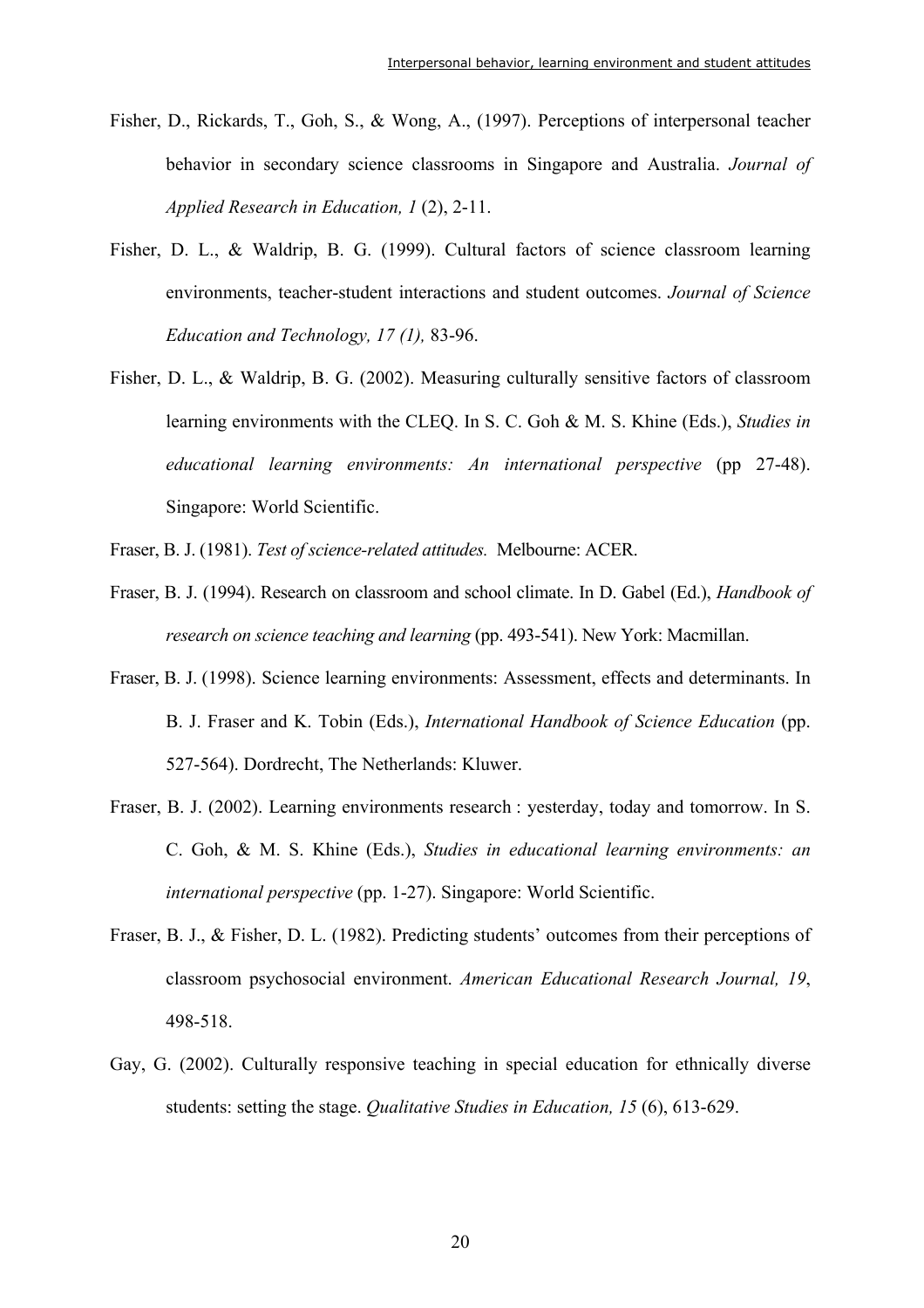Fisher, D., Rickards, T., Goh, S., & Wong, A., (1997). Perceptions of interpersonal teacher behavior in secondary science classrooms in Singapore and Australia. *Journal of Applied Research in Education, 1* (2), 2-11.

Fisher, D. L., & Waldrip, B. G. (1999). Cultural factors of science classroom learning environments, teacher-student interactions and student outcomes. *Journal of Science Education and Technology, 17 (1),* 83-96.

Fisher, D. L., & Waldrip, B. G. (2002). Measuring culturally sensitive factors of classroom learning environments with the CLEQ. In S. C. Goh & M. S. Khine (Eds.), *Studies in educational learning environments: An international perspective* (pp 27-48). Singapore: World Scientific.

Fraser, B. J. (1981). *Test of science-related attitudes.* Melbourne: ACER.

Fraser, B. J. (1994). Research on classroom and school climate. In D. Gabel (Ed.), *Handbook of research on science teaching and learning* (pp. 493-541). New York: Macmillan.

Fraser, B. J. (1998). Science learning environments: Assessment, effects and determinants. In B. J. Fraser and K. Tobin (Eds.), *International Handbook of Science Education* (pp. 527-564). Dordrecht, The Netherlands: Kluwer.

Fraser, B. J. (2002). Learning environments research : yesterday, today and tomorrow. In S. C. Goh, & M. S. Khine (Eds.), *Studies in educational learning environments: an international perspective* (pp. 1-27). Singapore: World Scientific.

Fraser, B. J., & Fisher, D. L. (1982). Predicting students' outcomes from their perceptions of classroom psychosocial environment. *American Educational Research Journal, 19*, 498-518.

Gay, G. (2002). Culturally responsive teaching in special education for ethnically diverse students: setting the stage. *Qualitative Studies in Education, 15* (6), 613-629.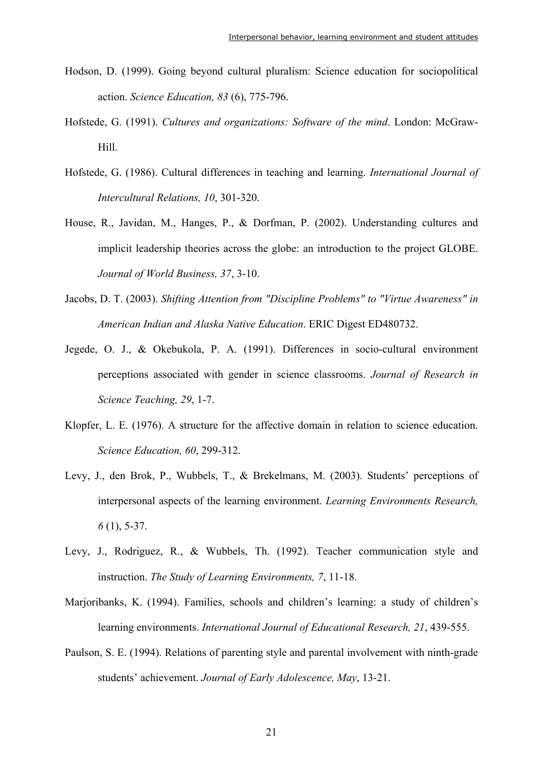Hodson, D. (1999). Going beyond cultural pluralism: Science education for sociopolitical action. *Science Education, 83* (6), 775-796.

Hofstede, G. (1991). *Cultures and organizations: Software of the mind*. London: McGraw-Hill.

Hofstede, G. (1986). Cultural differences in teaching and learning. *International Journal of Intercultural Relations, 10*, 301-320.

House, R., Javidan, M., Hanges, P., & Dorfman, P. (2002). Understanding cultures and implicit leadership theories across the globe: an introduction to the project GLOBE. *Journal of World Business, 37*, 3-10.

Jacobs, D. T. (2003). *Shifting Attention from "Discipline Problems" to "Virtue Awareness" in American Indian and Alaska Native Education*. ERIC Digest ED480732.

Jegede, O. J., & Okebukola, P. A. (1991). Differences in socio-cultural environment perceptions associated with gender in science classrooms. *Journal of Research in Science Teaching, 29*, 1-7.

Klopfer, L. E. (1976). A structure for the affective domain in relation to science education. *Science Education, 60*, 299-312.

Levy, J., den Brok, P., Wubbels, T., & Brekelmans, M. (2003). Students' perceptions of interpersonal aspects of the learning environment. *Learning Environments Research, 6* (1), 5-37.

Levy, J., Rodriguez, R., & Wubbels, Th. (1992). Teacher communication style and instruction. *The Study of Learning Environments, 7*, 11-18.

Marjoribanks, K. (1994). Families, schools and children's learning: a study of children's learning environments. *International Journal of Educational Research, 21*, 439-555.

Paulson, S. E. (1994). Relations of parenting style and parental involvement with ninth-grade students' achievement. *Journal of Early Adolescence, May*, 13-21.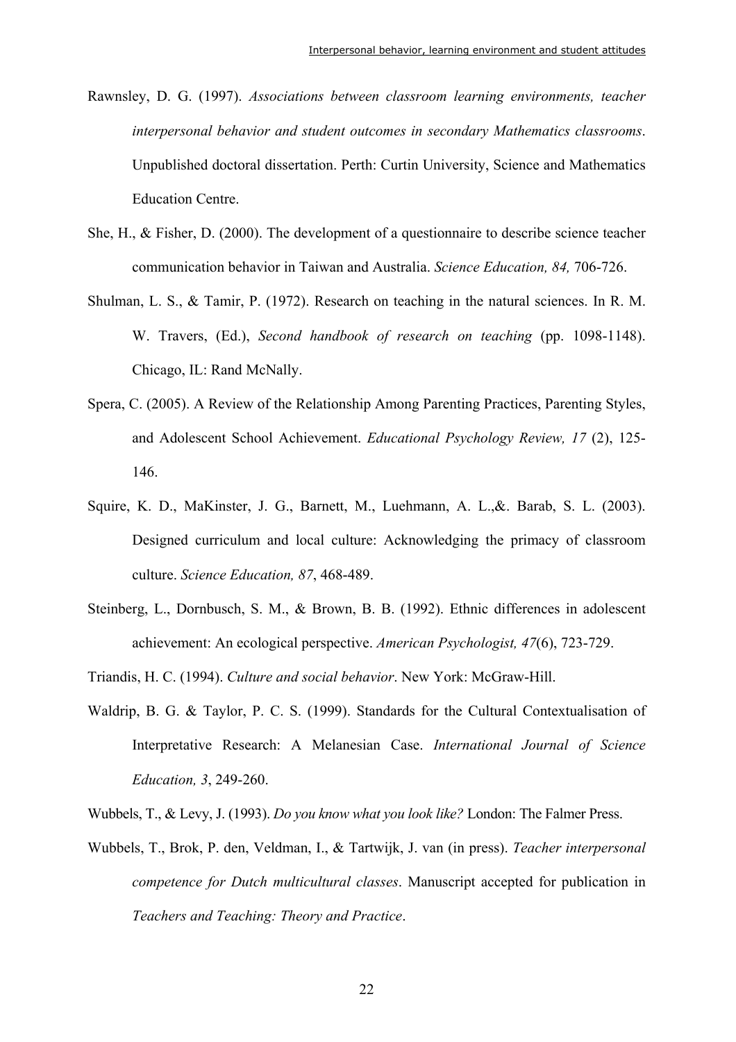Rawnsley, D. G. (1997). *Associations between classroom learning environments, teacher interpersonal behavior and student outcomes in secondary Mathematics classrooms*. Unpublished doctoral dissertation. Perth: Curtin University, Science and Mathematics Education Centre.

She, H., & Fisher, D. (2000). The development of a questionnaire to describe science teacher communication behavior in Taiwan and Australia. *Science Education, 84,* 706-726.

Shulman, L. S., & Tamir, P. (1972). Research on teaching in the natural sciences. In R. M. W. Travers, (Ed.), *Second handbook of research on teaching* (pp. 1098-1148). Chicago, IL: Rand McNally.

Spera, C. (2005). A Review of the Relationship Among Parenting Practices, Parenting Styles, and Adolescent School Achievement. *Educational Psychology Review, 17* (2), 125-146.

Squire, K. D., MaKinster, J. G., Barnett, M., Luehmann, A. L.,&. Barab, S. L. (2003). Designed curriculum and local culture: Acknowledging the primacy of classroom culture. *Science Education, 87*, 468-489.

Steinberg, L., Dornbusch, S. M., & Brown, B. B. (1992). Ethnic differences in adolescent achievement: An ecological perspective. *American Psychologist, 47*(6), 723-729.

Triandis, H. C. (1994). *Culture and social behavior*. New York: McGraw-Hill.

Waldrip, B. G. & Taylor, P. C. S. (1999). Standards for the Cultural Contextualisation of Interpretative Research: A Melanesian Case. *International Journal of Science Education, 3*, 249-260.

Wubbels, T., & Levy, J. (1993). *Do you know what you look like?* London: The Falmer Press.

Wubbels, T., Brok, P. den, Veldman, I., & Tartwijk, J. van (in press). *Teacher interpersonal competence for Dutch multicultural classes*. Manuscript accepted for publication in *Teachers and Teaching: Theory and Practice*.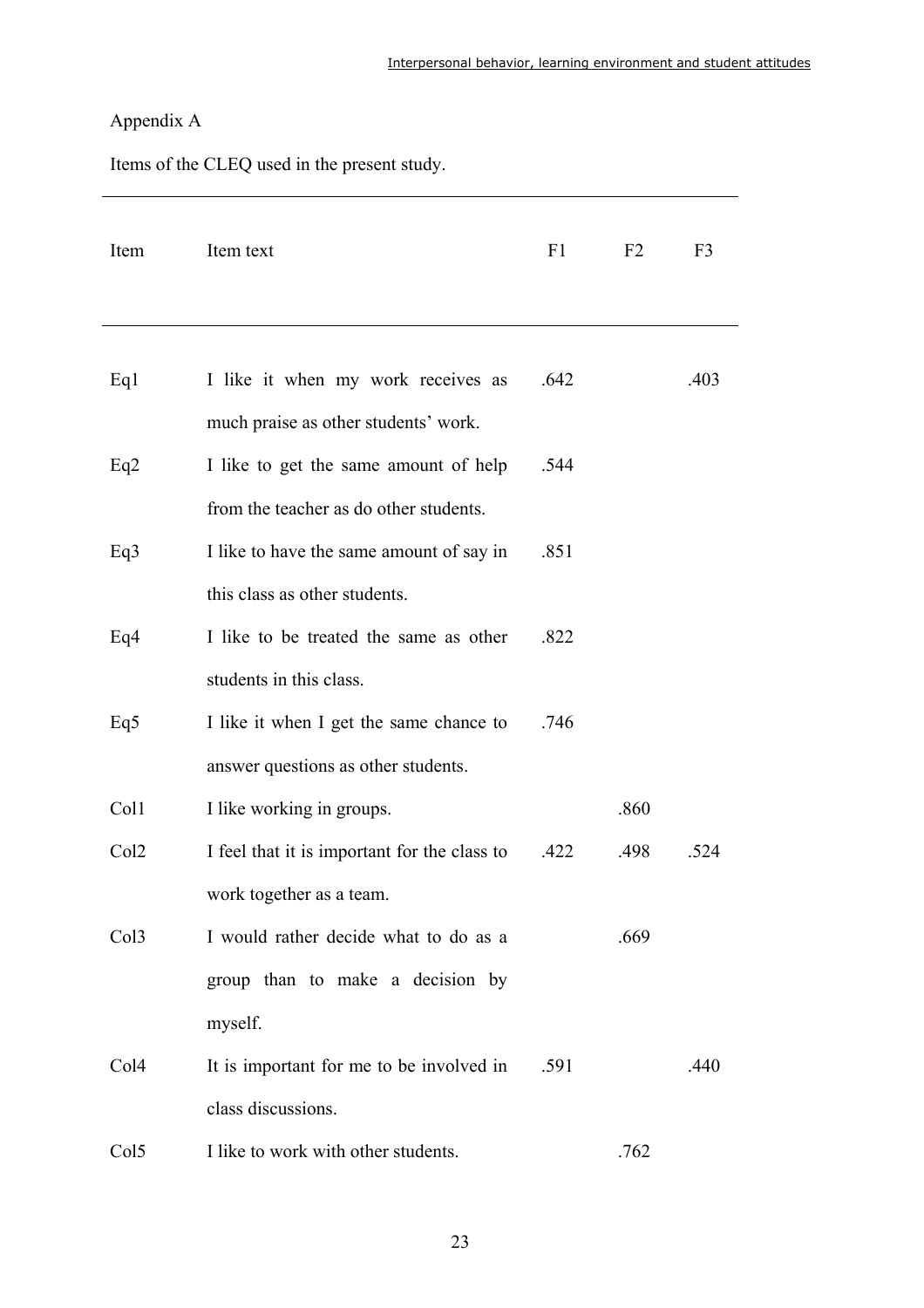Appendix A

Items of the CLEQ used in the present study.

| Item | Item text | F1 | F2 | F3 |
|---|---|---|---|---|
| Eq1 | I like it when my work receives as much praise as other students' work. | .642 | | .403 |
| Eq2 | I like to get the same amount of help from the teacher as do other students. | .544 | | |
| Eq3 | I like to have the same amount of say in this class as other students. | .851 | | |
| Eq4 | I like to be treated the same as other students in this class. | .822 | | |
| Eq5 | I like it when I get the same chance to answer questions as other students. | .746 | | |
| Col1 | I like working in groups. | | .860 | |
| Col2 | I feel that it is important for the class to work together as a team. | .422 | .498 | .524 |
| Col3 | I would rather decide what to do as a group than to make a decision by myself. | | .669 | |
| Col4 | It is important for me to be involved in class discussions. | .591 | | .440 |
| Col5 | I like to work with other students. | | .762 | |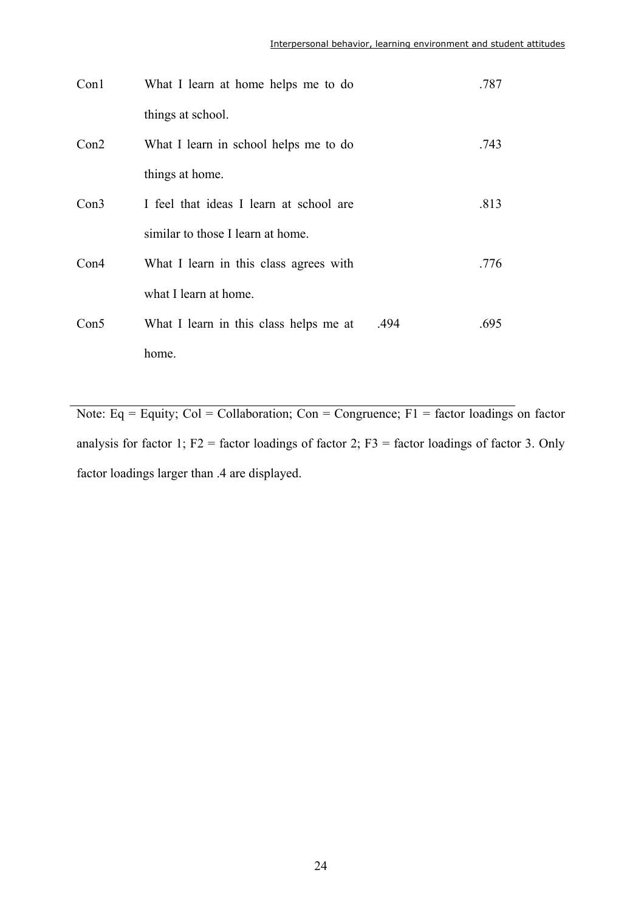| | | | | |
|---|---|---|---|---|
| Con1 | What I learn at home helps me to do things at school. | | | .787 |
| Con2 | What I learn in school helps me to do things at home. | | | .743 |
| Con3 | I feel that ideas I learn at school are similar to those I learn at home. | | | .813 |
| Con4 | What I learn in this class agrees with what I learn at home. | | | .776 |
| Con5 | What I learn in this class helps me at home. | .494 | | .695 |

Note: Eq = Equity; Col = Collaboration; Con = Congruence; F1 = factor loadings on factor analysis for factor 1; F2 = factor loadings of factor 2; F3 = factor loadings of factor 3. Only factor loadings larger than .4 are displayed.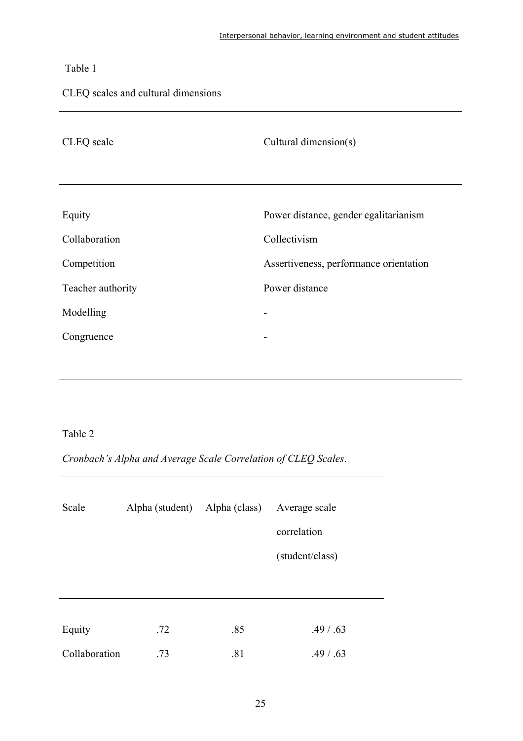Table 1

CLEQ scales and cultural dimensions

| CLEQ scale | Cultural dimension(s) |
|---|---|
| Equity | Power distance, gender egalitarianism |
| Collaboration | Collectivism |
| Competition | Assertiveness, performance orientation |
| Teacher authority | Power distance |
| Modelling | - |
| Congruence | - |

Table 2

*Cronbach's Alpha and Average Scale Correlation of CLEQ Scales.*

| Scale | Alpha (student) | Alpha (class) | Average scale correlation (student/class) |
|---|---|---|---|
| Equity | .72 | .85 | .49 / .63 |
| Collaboration | .73 | .81 | .49 / .63 |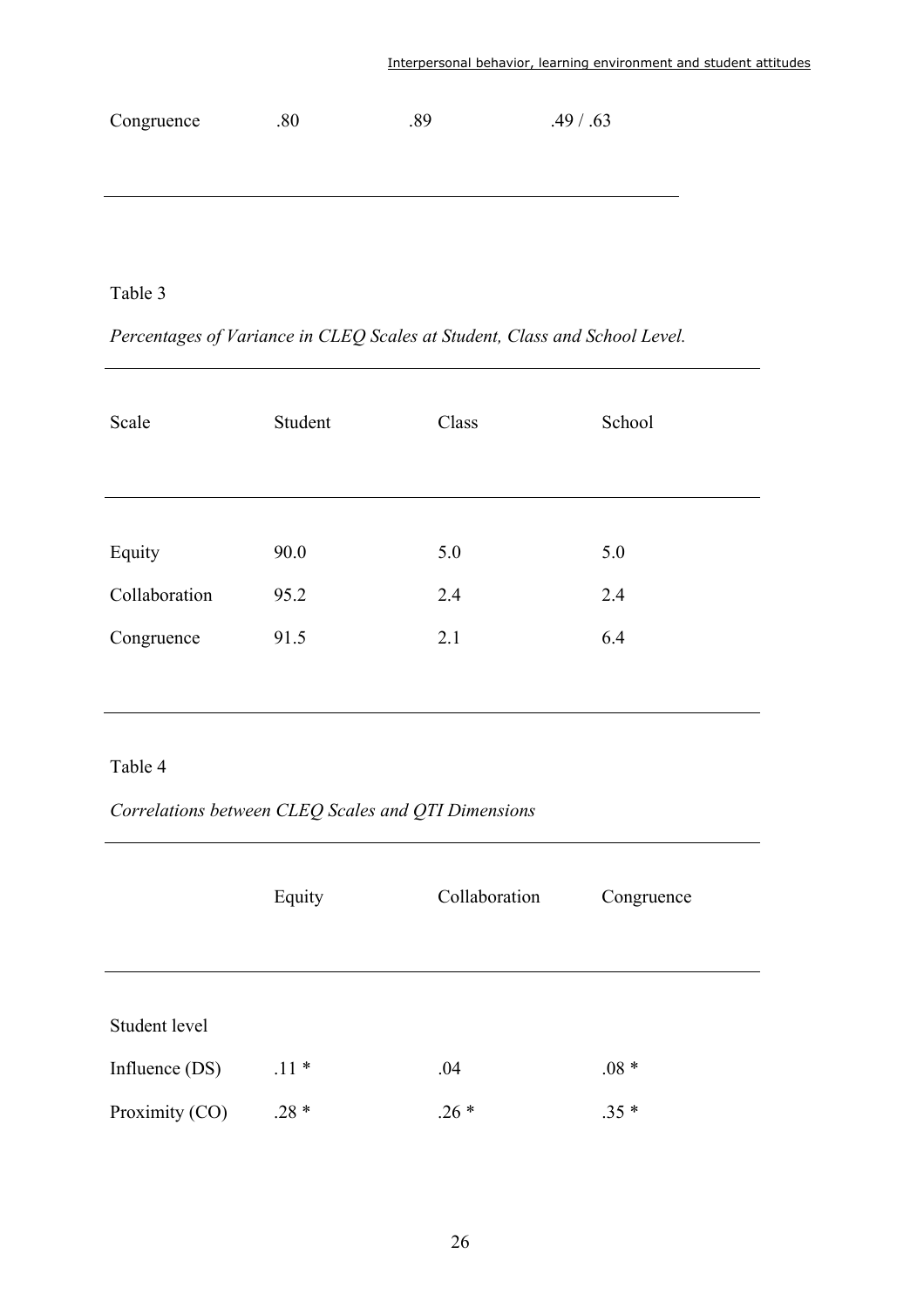| Congruence | .80 | .89 | .49 / .63 |
|---|---|---|---|

Table 3

*Percentages of Variance in CLEQ Scales at Student, Class and School Level.*

| Scale | Student | Class | School |
|---|---|---|---|
| Equity | 90.0 | 5.0 | 5.0 |
| Collaboration | 95.2 | 2.4 | 2.4 |
| Congruence | 91.5 | 2.1 | 6.4 |

Table 4

*Correlations between CLEQ Scales and QTI Dimensions*

| | Equity | Collaboration | Congruence |
|---|---|---|---|
| Student level | | | |
| Influence (DS) | .11 * | .04 | .08 * |
| Proximity (CO) | .28 * | .26 * | .35 * |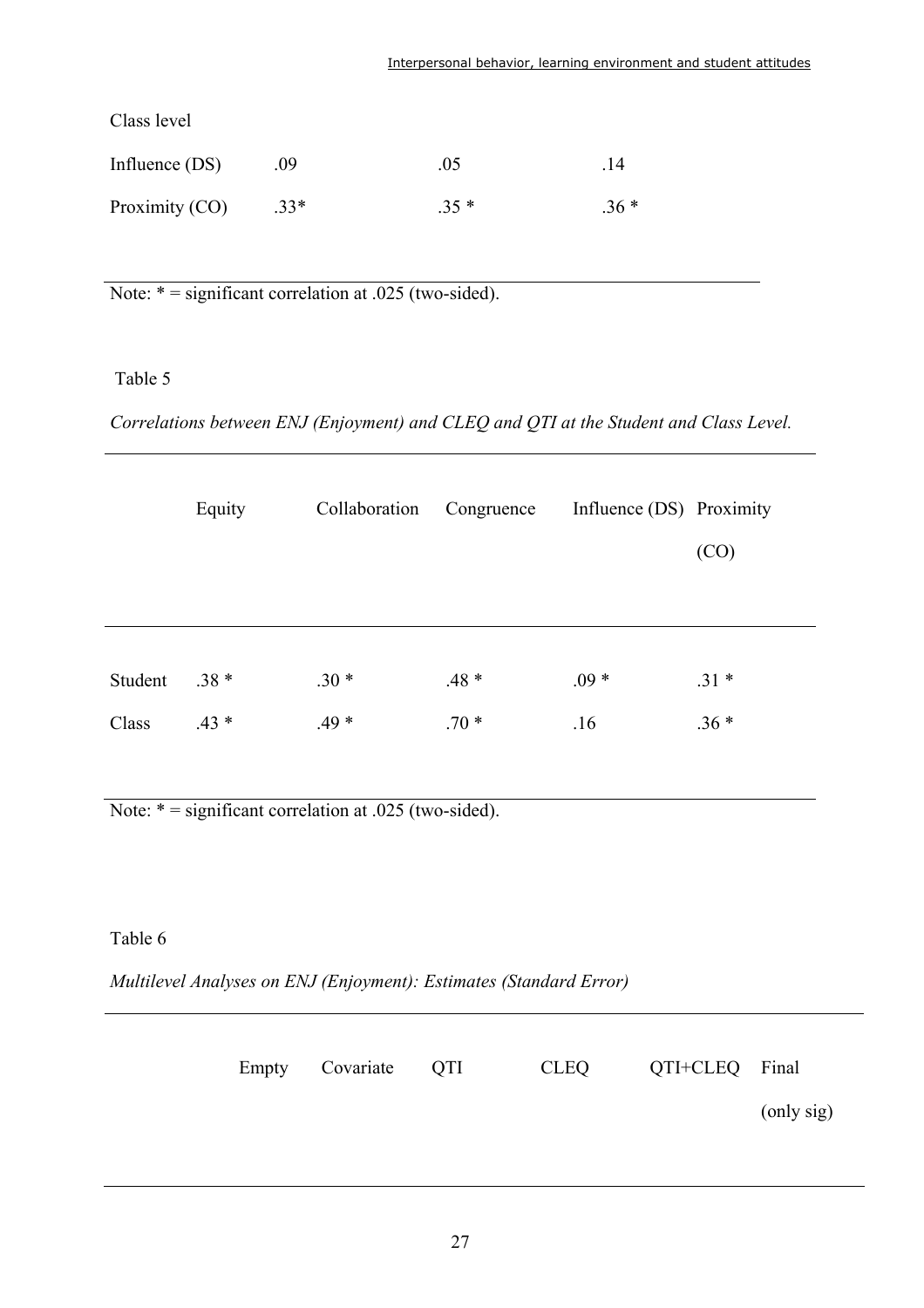| | | | |
|---|---|---|---|
| Class level | | | |
| Influence (DS) | .09 | .05 | .14 |
| Proximity (CO) | .33* | .35 * | .36 * |

Note: * = significant correlation at .025 (two-sided).

Table 5

*Correlations between ENJ (Enjoyment) and CLEQ and QTI at the Student and Class Level.*

| | Equity | Collaboration | Congruence | Influence (DS) | Proximity (CO) |
|---|---|---|---|---|---|
| Student | .38 * | .30 * | .48 * | .09 * | .31 * |
| Class | .43 * | .49 * | .70 * | .16 | .36 * |

Note: * = significant correlation at .025 (two-sided).

Table 6

*Multilevel Analyses on ENJ (Enjoyment): Estimates (Standard Error)*

| | Empty | Covariate | QTI | CLEQ | QTI+CLEQ | Final (only sig) |
|---|---|---|---|---|---|---|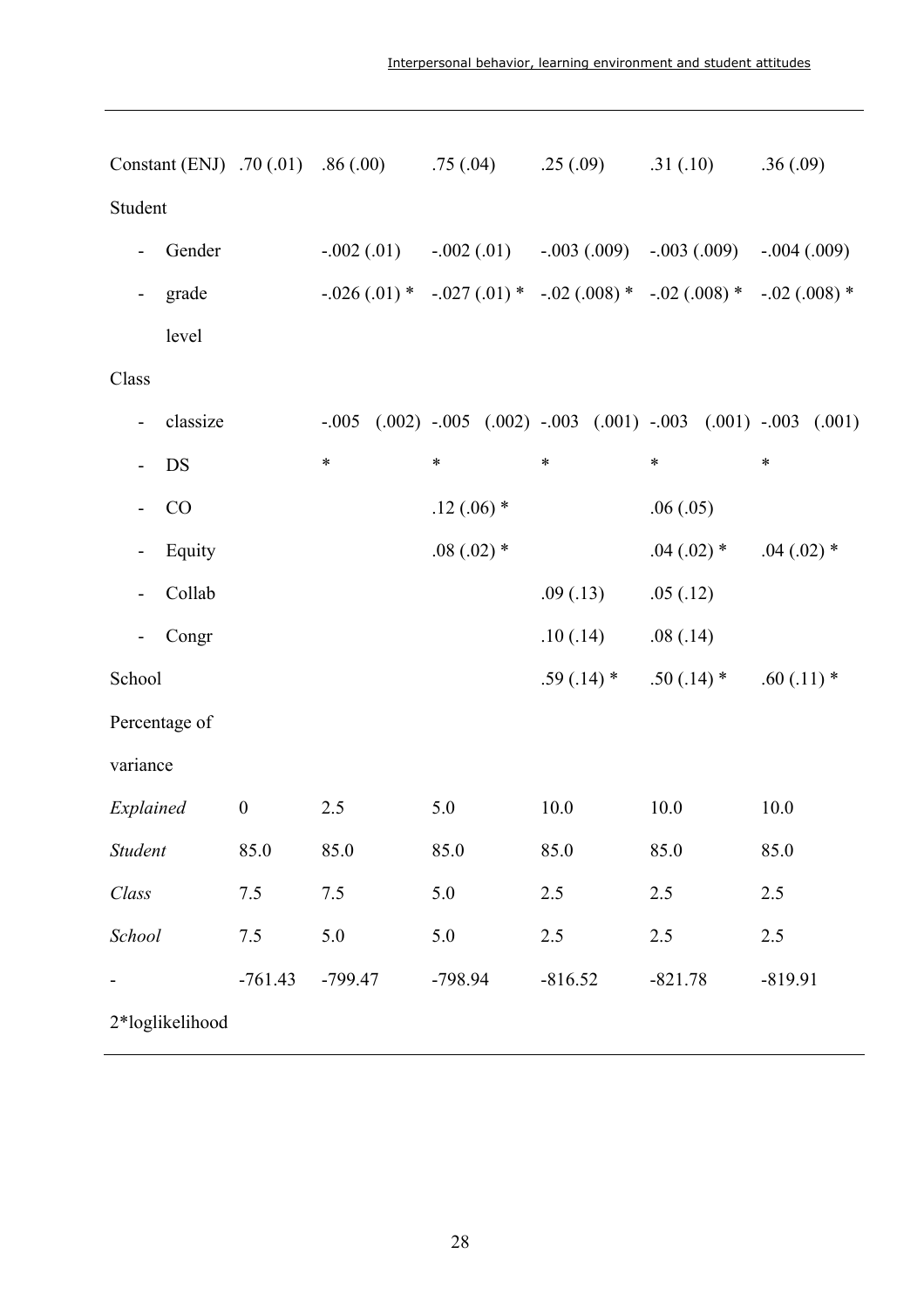| | | | | | | |
|---|---|---|---|---|---|---|
| Constant (ENJ) | .70 (.01) | .86 (.00) | .75 (.04) | .25 (.09) | .31 (.10) | .36 (.09) |
| Student | | | | | | |
| - Gender | | -.002 (.01) | -.002 (.01) | -.003 (.009) | -.003 (.009) | -.004 (.009) |
| - grade level | | -.026 (.01) * | -.027 (.01) * | -.02 (.008) * | -.02 (.008) * | -.02 (.008) * |
| Class | | | | | | |
| - classize | | -.005 (.002) | -.005 (.002) | -.003 (.001) | -.003 (.001) | -.003 (.001) |
| - DS | | * | * | * | * | * |
| - CO | | | .12 (.06) * | | .06 (.05) | |
| - Equity | | | .08 (.02) * | | .04 (.02) * | .04 (.02) * |
| - Collab | | | | .09 (.13) | .05 (.12) | |
| - Congr | | | | .10 (.14) | .08 (.14) | |
| School | | | | .59 (.14) * | .50 (.14) * | .60 (.11) * |
| Percentage of variance | | | | | | |
| *Explained* | 0 | 2.5 | 5.0 | 10.0 | 10.0 | 10.0 |
| *Student* | 85.0 | 85.0 | 85.0 | 85.0 | 85.0 | 85.0 |
| *Class* | 7.5 | 7.5 | 5.0 | 2.5 | 2.5 | 2.5 |
| *School* | 7.5 | 5.0 | 5.0 | 2.5 | 2.5 | 2.5 |
| -2*loglikelihood | -761.43 | -799.47 | -798.94 | -816.52 | -821.78 | -819.91 |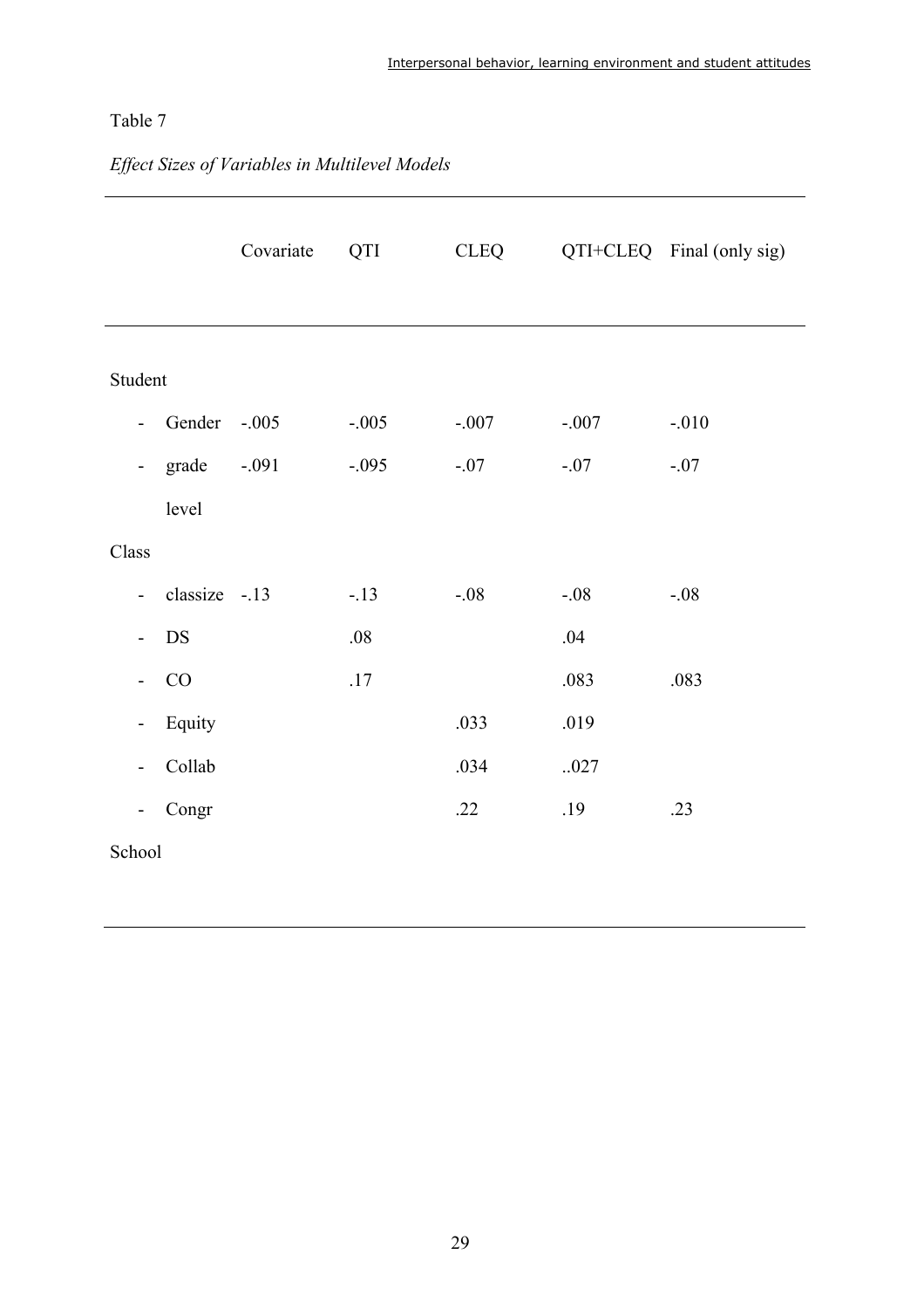Table 7

*Effect Sizes of Variables in Multilevel Models*

| | Covariate | QTI | CLEQ | QTI+CLEQ | Final (only sig) |
|---|---|---|---|---|---|
| Student | | | | | |
| - Gender | -.005 | -.005 | -.007 | -.007 | -.010 |
| - grade level | -.091 | -.095 | -.07 | -.07 | -.07 |
| Class | | | | | |
| - classize | -.13 | -.13 | -.08 | -.08 | -.08 |
| - DS | | .08 | | .04 | |
| - CO | | .17 | | .083 | .083 |
| - Equity | | | .033 | .019 | |
| - Collab | | | .034 | ..027 | |
| - Congr | | | .22 | .19 | .23 |
| School | | | | | |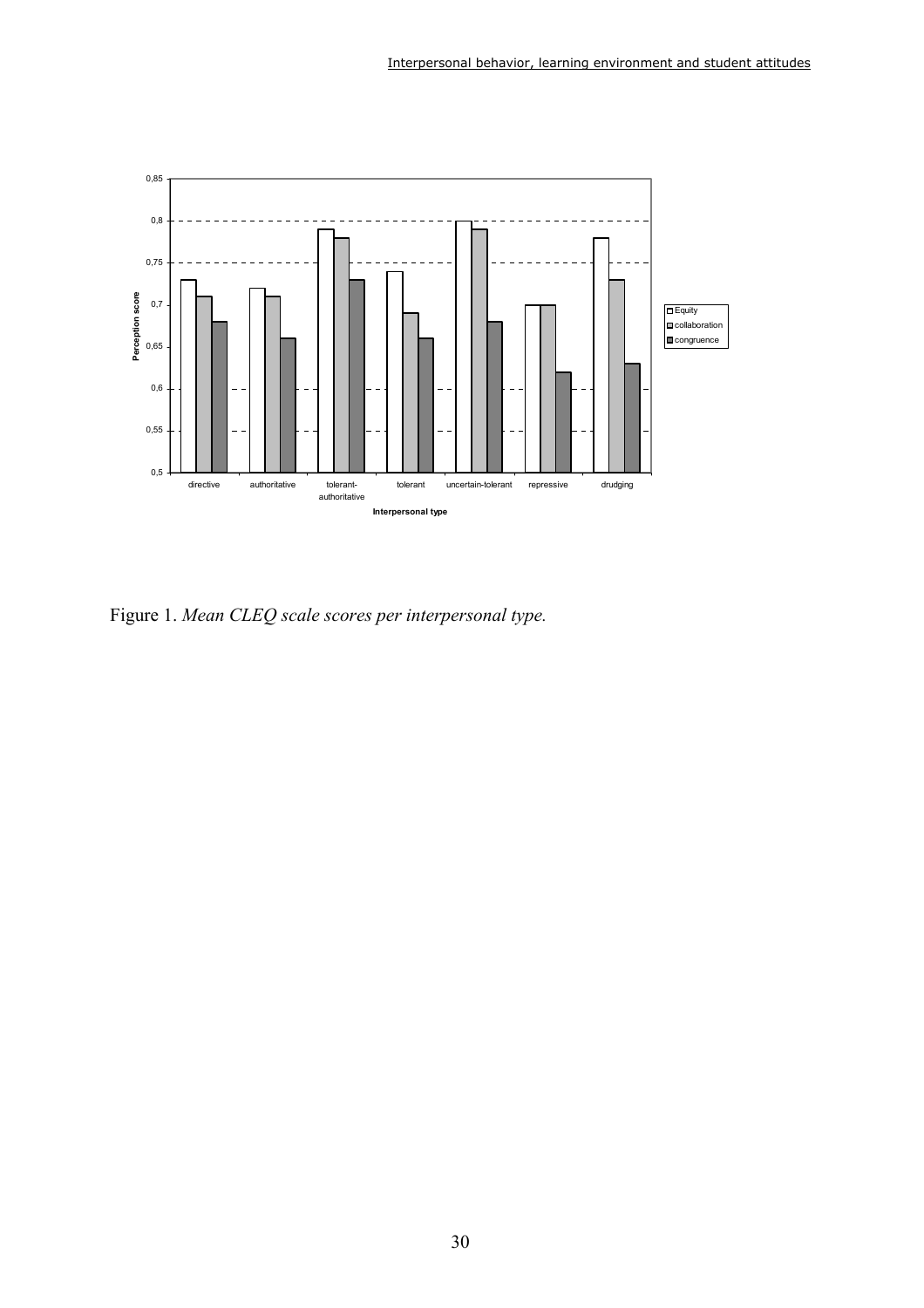0,85
0,8
0,75
0,7
0,65
0,6
0,55
0,5

Perception score

directive
authoritative
tolerant-authoritative
tolerant
uncertain-tolerant
repressive
drudging

Interpersonal type

Equity
collaboration
congruence

Figure 1. *Mean CLEQ scale scores per interpersonal type.*